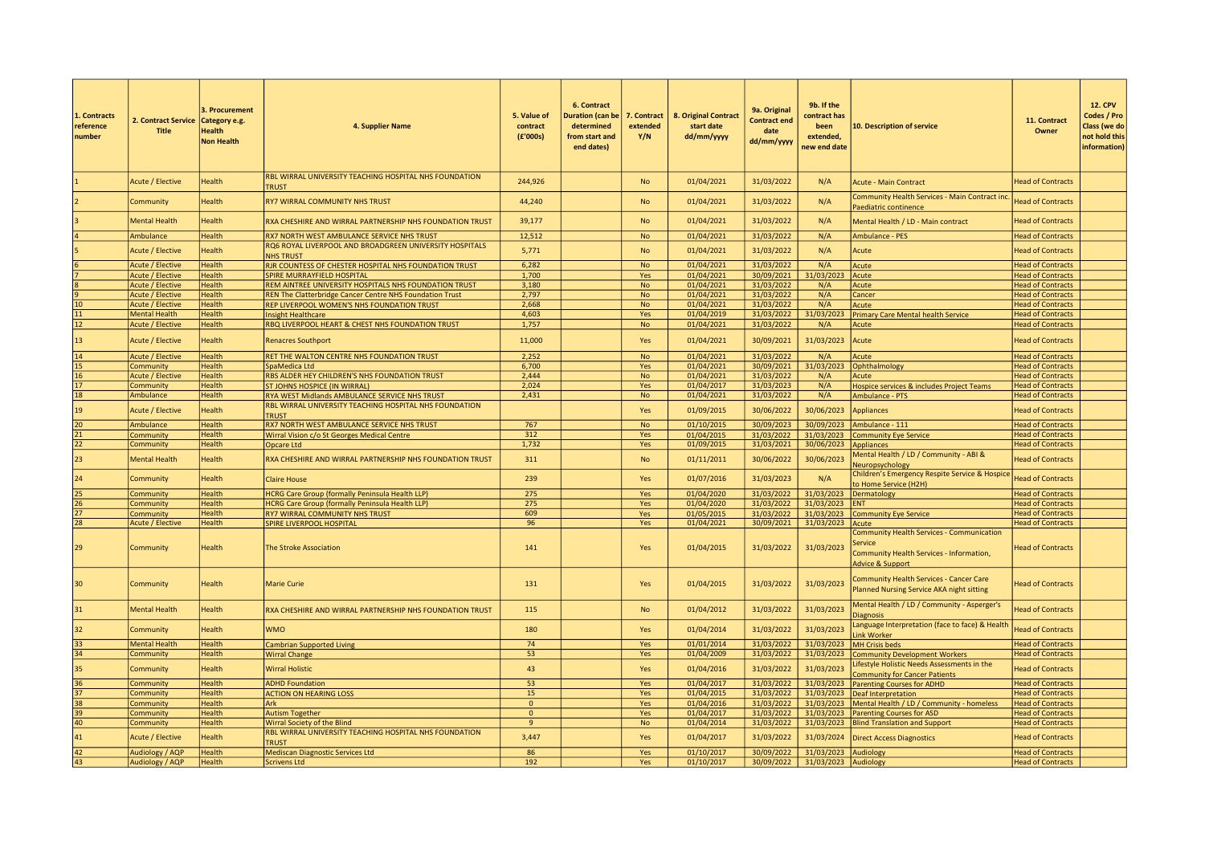| 1. Contracts reference number | 2. Contract Service Title | 3. Procurement Category e.g. Health Non Health | 4. Supplier Name | 5. Value of contract (£'000s) | 6. Contract Duration (can be determined from start and end dates) | 7. Contract extended Y/N | 8. Original Contract start date dd/mm/yyyy | 9a. Original Contract end date dd/mm/yyyy | 9b. If the contract has been extended, new end date | 10. Description of service | 11. Contract Owner | 12. CPV Codes / Pro Class (we do not hold this information) |
|---|---|---|---|---|---|---|---|---|---|---|---|---|
| 1 | Acute / Elective | Health | RBL WIRRAL UNIVERSITY TEACHING HOSPITAL NHS FOUNDATION TRUST | 244,926 | | No | 01/04/2021 | 31/03/2022 | N/A | Acute - Main Contract | Head of Contracts | |
| 2 | Community | Health | RY7 WIRRAL COMMUNITY NHS TRUST | 44,240 | | No | 01/04/2021 | 31/03/2022 | N/A | Community Health Services - Main Contract inc. Paediatric continence | Head of Contracts | |
| 3 | Mental Health | Health | RXA CHESHIRE AND WIRRAL PARTNERSHIP NHS FOUNDATION TRUST | 39,177 | | No | 01/04/2021 | 31/03/2022 | N/A | Mental Health / LD - Main contract | Head of Contracts | |
| 4 | Ambulance | Health | RX7 NORTH WEST AMBULANCE SERVICE NHS TRUST | 12,512 | | No | 01/04/2021 | 31/03/2022 | N/A | Ambulance - PES | Head of Contracts | |
| 5 | Acute / Elective | Health | RQ6 ROYAL LIVERPOOL AND BROADGREEN UNIVERSITY HOSPITALS NHS TRUST | 5,771 | | No | 01/04/2021 | 31/03/2022 | N/A | Acute | Head of Contracts | |
| 6 | Acute / Elective | Health | RJR COUNTESS OF CHESTER HOSPITAL NHS FOUNDATION TRUST | 6,282 | | No | 01/04/2021 | 31/03/2022 | N/A | Acute | Head of Contracts | |
| 7 | Acute / Elective | Health | SPIRE MURRAYFIELD HOSPITAL | 1,700 | | Yes | 01/04/2021 | 30/09/2021 | 31/03/2023 | Acute | Head of Contracts | |
| 8 | Acute / Elective | Health | REM AINTREE UNIVERSITY HOSPITALS NHS FOUNDATION TRUST | 3,180 | | No | 01/04/2021 | 31/03/2022 | N/A | Acute | Head of Contracts | |
| 9 | Acute / Elective | Health | REN The Clatterbridge Cancer Centre NHS Foundation Trust | 2,797 | | No | 01/04/2021 | 31/03/2022 | N/A | Cancer | Head of Contracts | |
| 10 | Acute / Elective | Health | REP LIVERPOOL WOMEN'S NHS FOUNDATION TRUST | 2,668 | | No | 01/04/2021 | 31/03/2022 | N/A | Acute | Head of Contracts | |
| 11 | Mental Health | Health | Insight Healthcare | 4,603 | | Yes | 01/04/2019 | 31/03/2022 | 31/03/2023 | Primary Care Mental health Service | Head of Contracts | |
| 12 | Acute / Elective | Health | RBQ LIVERPOOL HEART & CHEST NHS FOUNDATION TRUST | 1,757 | | No | 01/04/2021 | 31/03/2022 | N/A | Acute | Head of Contracts | |
| 13 | Acute / Elective | Health | Renacres Southport | 11,000 | | Yes | 01/04/2021 | 30/09/2021 | 31/03/2023 | Acute | Head of Contracts | |
| 14 | Acute / Elective | Health | RET THE WALTON CENTRE NHS FOUNDATION TRUST | 2,252 | | No | 01/04/2021 | 31/03/2022 | N/A | Acute | Head of Contracts | |
| 15 | Community | Health | SpaMedica Ltd | 6,700 | | Yes | 01/04/2021 | 30/09/2021 | 31/03/2023 | Ophthalmology | Head of Contracts | |
| 16 | Acute / Elective | Health | RBS ALDER HEY CHILDREN'S NHS FOUNDATION TRUST | 2,444 | | No | 01/04/2021 | 31/03/2022 | N/A | Acute | Head of Contracts | |
| 17 | Community | Health | ST JOHNS HOSPICE (IN WIRRAL) | 2,024 | | Yes | 01/04/2017 | 31/03/2023 | N/A | Hospice services & includes Project Teams | Head of Contracts | |
| 18 | Ambulance | Health | RYA WEST Midlands AMBULANCE SERVICE NHS TRUST | 2,431 | | No | 01/04/2021 | 31/03/2022 | N/A | Ambulance - PTS | Head of Contracts | |
| 19 | Acute / Elective | Health | RBL WIRRAL UNIVERSITY TEACHING HOSPITAL NHS FOUNDATION TRUST | | | Yes | 01/09/2015 | 30/06/2022 | 30/06/2023 | Appliances | Head of Contracts | |
| 20 | Ambulance | Health | RX7 NORTH WEST AMBULANCE SERVICE NHS TRUST | 767 | | No | 01/10/2015 | 30/09/2023 | 30/09/2023 | Ambulance - 111 | Head of Contracts | |
| 21 | Community | Health | Wirral Vision c/o St Georges Medical Centre | 312 | | Yes | 01/04/2015 | 31/03/2022 | 31/03/2023 | Community Eye Service | Head of Contracts | |
| 22 | Community | Health | Opcare Ltd | 1,732 | | Yes | 01/09/2015 | 31/03/2021 | 30/06/2023 | Appliances | Head of Contracts | |
| 23 | Mental Health | Health | RXA CHESHIRE AND WIRRAL PARTNERSHIP NHS FOUNDATION TRUST | 311 | | No | 01/11/2011 | 30/06/2022 | 30/06/2023 | Mental Health / LD / Community - ABI & Neuropsychology | Head of Contracts | |
| 24 | Community | Health | Claire House | 239 | | Yes | 01/07/2016 | 31/03/2023 | N/A | Children's Emergency Respite Service & Hospice to Home Service (H2H) | Head of Contracts | |
| 25 | Community | Health | HCRG Care Group (formally Peninsula Health LLP) | 275 | | Yes | 01/04/2020 | 31/03/2022 | 31/03/2023 | Dermatology | Head of Contracts | |
| 26 | Community | Health | HCRG Care Group (formally Peninsula Health LLP) | 275 | | Yes | 01/04/2020 | 31/03/2022 | 31/03/2023 | ENT | Head of Contracts | |
| 27 | Community | Health | RY7 WIRRAL COMMUNITY NHS TRUST | 609 | | Yes | 01/05/2015 | 31/03/2022 | 31/03/2023 | Community Eye Service | Head of Contracts | |
| 28 | Acute / Elective | Health | SPIRE LIVERPOOL HOSPITAL | 96 | | Yes | 01/04/2021 | 30/09/2021 | 31/03/2023 | Acute | Head of Contracts | |
| 29 | Community | Health | The Stroke Association | 141 | | Yes | 01/04/2015 | 31/03/2022 | 31/03/2023 | Community Health Services - Communication Service<br>Community Health Services - Information, Advice & Support | Head of Contracts | |
| 30 | Community | Health | Marie Curie | 131 | | Yes | 01/04/2015 | 31/03/2022 | 31/03/2023 | Community Health Services - Cancer Care Planned Nursing Service AKA night sitting | Head of Contracts | |
| 31 | Mental Health | Health | RXA CHESHIRE AND WIRRAL PARTNERSHIP NHS FOUNDATION TRUST | 115 | | No | 01/04/2012 | 31/03/2022 | 31/03/2023 | Mental Health / LD / Community - Asperger's Diagnosis | Head of Contracts | |
| 32 | Community | Health | WMO | 180 | | Yes | 01/04/2014 | 31/03/2022 | 31/03/2023 | Language Interpretation (face to face) & Health Link Worker | Head of Contracts | |
| 33 | Mental Health | Health | Cambrian Supported Living | 74 | | Yes | 01/01/2014 | 31/03/2022 | 31/03/2023 | MH Crisis beds | Head of Contracts | |
| 34 | Community | Health | Wirral Change | 53 | | Yes | 01/04/2009 | 31/03/2022 | 31/03/2023 | Community Development Workers | Head of Contracts | |
| 35 | Community | Health | Wirral Holistic | 43 | | Yes | 01/04/2016 | 31/03/2022 | 31/03/2023 | Lifestyle Holistic Needs Assessments in the Community for Cancer Patients | Head of Contracts | |
| 36 | Community | Health | ADHD Foundation | 53 | | Yes | 01/04/2017 | 31/03/2022 | 31/03/2023 | Parenting Courses for ADHD | Head of Contracts | |
| 37 | Community | Health | ACTION ON HEARING LOSS | 15 | | Yes | 01/04/2015 | 31/03/2022 | 31/03/2023 | Deaf Interpretation | Head of Contracts | |
| 38 | Community | Health | Ark | 0 | | Yes | 01/04/2016 | 31/03/2022 | 31/03/2023 | Mental Health / LD / Community - homeless | Head of Contracts | |
| 39 | Community | Health | Autism Together | 0 | | Yes | 01/04/2017 | 31/03/2022 | 31/03/2023 | Parenting Courses for ASD | Head of Contracts | |
| 40 | Community | Health | Wirral Society of the Blind | 9 | | No | 01/04/2014 | 31/03/2022 | 31/03/2023 | Blind Translation and Support | Head of Contracts | |
| 41 | Acute / Elective | Health | RBL WIRRAL UNIVERSITY TEACHING HOSPITAL NHS FOUNDATION TRUST | 3,447 | | Yes | 01/04/2017 | 31/03/2022 | 31/03/2024 | Direct Access Diagnostics | Head of Contracts | |
| 42 | Audiology / AQP | Health | Mediscan Diagnostic Services Ltd | 86 | | Yes | 01/10/2017 | 30/09/2022 | 31/03/2023 | Audiology | Head of Contracts | |
| 43 | Audiology / AQP | Health | Scrivens Ltd | 192 | | Yes | 01/10/2017 | 30/09/2022 | 31/03/2023 | Audiology | Head of Contracts | |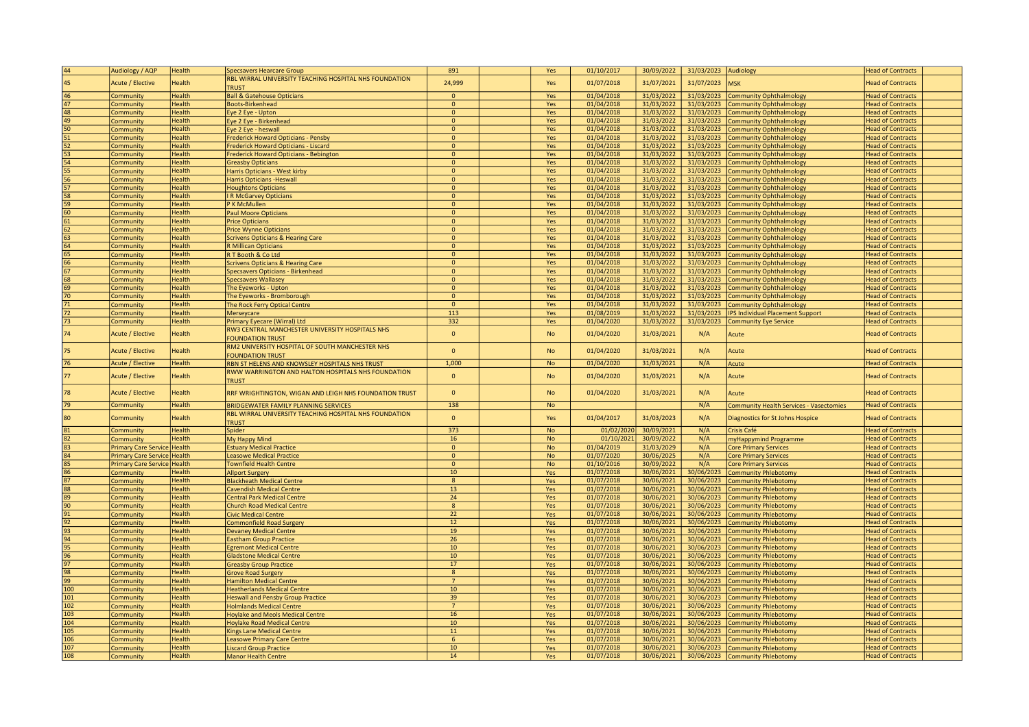| 44 | Audiology / AQP | Health | Specsavers Hearcare Group | 891 | | Yes | 01/10/2017 | 30/09/2022 | 31/03/2023 | Audiology | Head of Contracts | |
|---|---|---|---|---|---|---|---|---|---|---|---|---|
| 45 | Acute / Elective | Health | RBL WIRRAL UNIVERSITY TEACHING HOSPITAL NHS FOUNDATION TRUST | 24,999 | | Yes | 01/07/2018 | 31/07/2021 | 31/07/2023 | MSK | Head of Contracts | |
| 46 | Community | Health | Ball & Gatehouse Opticians | 0 | | Yes | 01/04/2018 | 31/03/2022 | 31/03/2023 | Community Ophthalmology | Head of Contracts | |
| 47 | Community | Health | Boots-Birkenhead | 0 | | Yes | 01/04/2018 | 31/03/2022 | 31/03/2023 | Community Ophthalmology | Head of Contracts | |
| 48 | Community | Health | Eye 2 Eye - Upton | 0 | | Yes | 01/04/2018 | 31/03/2022 | 31/03/2023 | Community Ophthalmology | Head of Contracts | |
| 49 | Community | Health | Eye 2 Eye - Birkenhead | 0 | | Yes | 01/04/2018 | 31/03/2022 | 31/03/2023 | Community Ophthalmology | Head of Contracts | |
| 50 | Community | Health | Eye 2 Eye - heswall | 0 | | Yes | 01/04/2018 | 31/03/2022 | 31/03/2023 | Community Ophthalmology | Head of Contracts | |
| 51 | Community | Health | Frederick Howard Opticians - Pensby | 0 | | Yes | 01/04/2018 | 31/03/2022 | 31/03/2023 | Community Ophthalmology | Head of Contracts | |
| 52 | Community | Health | Frederick Howard Opticians - Liscard | 0 | | Yes | 01/04/2018 | 31/03/2022 | 31/03/2023 | Community Ophthalmology | Head of Contracts | |
| 53 | Community | Health | Frederick Howard Opticians - Bebington | 0 | | Yes | 01/04/2018 | 31/03/2022 | 31/03/2023 | Community Ophthalmology | Head of Contracts | |
| 54 | Community | Health | Greasby Opticians | 0 | | Yes | 01/04/2018 | 31/03/2022 | 31/03/2023 | Community Ophthalmology | Head of Contracts | |
| 55 | Community | Health | Harris Opticians - West kirby | 0 | | Yes | 01/04/2018 | 31/03/2022 | 31/03/2023 | Community Ophthalmology | Head of Contracts | |
| 56 | Community | Health | Harris Opticians -Heswall | 0 | | Yes | 01/04/2018 | 31/03/2022 | 31/03/2023 | Community Ophthalmology | Head of Contracts | |
| 57 | Community | Health | Houghtons Opticians | 0 | | Yes | 01/04/2018 | 31/03/2022 | 31/03/2023 | Community Ophthalmology | Head of Contracts | |
| 58 | Community | Health | I R McGarvey Opticians | 0 | | Yes | 01/04/2018 | 31/03/2022 | 31/03/2023 | Community Ophthalmology | Head of Contracts | |
| 59 | Community | Health | P K McMullen | 0 | | Yes | 01/04/2018 | 31/03/2022 | 31/03/2023 | Community Ophthalmology | Head of Contracts | |
| 60 | Community | Health | Paul Moore Opticians | 0 | | Yes | 01/04/2018 | 31/03/2022 | 31/03/2023 | Community Ophthalmology | Head of Contracts | |
| 61 | Community | Health | Price Opticians | 0 | | Yes | 01/04/2018 | 31/03/2022 | 31/03/2023 | Community Ophthalmology | Head of Contracts | |
| 62 | Community | Health | Price Wynne Opticians | 0 | | Yes | 01/04/2018 | 31/03/2022 | 31/03/2023 | Community Ophthalmology | Head of Contracts | |
| 63 | Community | Health | Scrivens Opticians & Hearing Care | 0 | | Yes | 01/04/2018 | 31/03/2022 | 31/03/2023 | Community Ophthalmology | Head of Contracts | |
| 64 | Community | Health | R Millican Opticians | 0 | | Yes | 01/04/2018 | 31/03/2022 | 31/03/2023 | Community Ophthalmology | Head of Contracts | |
| 65 | Community | Health | R T Booth & Co Ltd | 0 | | Yes | 01/04/2018 | 31/03/2022 | 31/03/2023 | Community Ophthalmology | Head of Contracts | |
| 66 | Community | Health | Scrivens Opticians & Hearing Care | 0 | | Yes | 01/04/2018 | 31/03/2022 | 31/03/2023 | Community Ophthalmology | Head of Contracts | |
| 67 | Community | Health | Specsavers Opticians - Birkenhead | 0 | | Yes | 01/04/2018 | 31/03/2022 | 31/03/2023 | Community Ophthalmology | Head of Contracts | |
| 68 | Community | Health | Specsavers Wallasey | 0 | | Yes | 01/04/2018 | 31/03/2022 | 31/03/2023 | Community Ophthalmology | Head of Contracts | |
| 69 | Community | Health | The Eyeworks - Upton | 0 | | Yes | 01/04/2018 | 31/03/2022 | 31/03/2023 | Community Ophthalmology | Head of Contracts | |
| 70 | Community | Health | The Eyeworks - Bromborough | 0 | | Yes | 01/04/2018 | 31/03/2022 | 31/03/2023 | Community Ophthalmology | Head of Contracts | |
| 71 | Community | Health | The Rock Ferry Optical Centre | 0 | | Yes | 01/04/2018 | 31/03/2022 | 31/03/2023 | Community Ophthalmology | Head of Contracts | |
| 72 | Community | Health | Merseycare | 113 | | Yes | 01/08/2019 | 31/03/2022 | 31/03/2023 | IPS Individual Placement Support | Head of Contracts | |
| 73 | Community | Health | Primary Eyecare (Wirral) Ltd | 332 | | Yes | 01/04/2020 | 31/03/2022 | 31/03/2023 | Community Eye Service | Head of Contracts | |
| 74 | Acute / Elective | Health | RW3 CENTRAL MANCHESTER UNIVERSITY HOSPITALS NHS FOUNDATION TRUST | 0 | | No | 01/04/2020 | 31/03/2021 | N/A | Acute | Head of Contracts | |
| 75 | Acute / Elective | Health | RM2 UNIVERSITY HOSPITAL OF SOUTH MANCHESTER NHS FOUNDATION TRUST | 0 | | No | 01/04/2020 | 31/03/2021 | N/A | Acute | Head of Contracts | |
| 76 | Acute / Elective | Health | RBN ST HELENS AND KNOWSLEY HOSPITALS NHS TRUST | 1,000 | | No | 01/04/2020 | 31/03/2021 | N/A | Acute | Head of Contracts | |
| 77 | Acute / Elective | Health | RWW WARRINGTON AND HALTON HOSPITALS NHS FOUNDATION TRUST | 0 | | No | 01/04/2020 | 31/03/2021 | N/A | Acute | Head of Contracts | |
| 78 | Acute / Elective | Health | RRF WRIGHTINGTON, WIGAN AND LEIGH NHS FOUNDATION TRUST | 0 | | No | 01/04/2020 | 31/03/2021 | N/A | Acute | Head of Contracts | |
| 79 | Community | Health | BRIDGEWATER FAMILY PLANNING SERVICES | 138 | | No | | | N/A | Community Health Services - Vasectomies | Head of Contracts | |
| 80 | Community | Health | RBL WIRRAL UNIVERSITY TEACHING HOSPITAL NHS FOUNDATION TRUST | 0 | | Yes | 01/04/2017 | 31/03/2023 | N/A | Diagnostics for St Johns Hospice | Head of Contracts | |
| 81 | Community | Health | Spider | 373 | | No | 01/02/2020 | 30/09/2021 | N/A | Crisis Café | Head of Contracts | |
| 82 | Community | Health | My Happy Mind | 16 | | No | 01/10/2021 | 30/09/2022 | N/A | myHappymind Programme | Head of Contracts | |
| 83 | Primary Care Service | Health | Estuary Medical Practice | 0 | | No | 01/04/2019 | 31/03/2029 | N/A | Core Primary Services | Head of Contracts | |
| 84 | Primary Care Service | Health | Leasowe Medical Practice | 0 | | No | 01/07/2020 | 30/06/2025 | N/A | Core Primary Services | Head of Contracts | |
| 85 | Primary Care Service | Health | Townfield Health Centre | 0 | | No | 01/10/2016 | 30/09/2022 | N/A | Core Primary Services | Head of Contracts | |
| 86 | Community | Health | Allport Surgery | 10 | | Yes | 01/07/2018 | 30/06/2021 | 30/06/2023 | Community Phlebotomy | Head of Contracts | |
| 87 | Community | Health | Blackheath Medical Centre | 8 | | Yes | 01/07/2018 | 30/06/2021 | 30/06/2023 | Community Phlebotomy | Head of Contracts | |
| 88 | Community | Health | Cavendish Medical Centre | 13 | | Yes | 01/07/2018 | 30/06/2021 | 30/06/2023 | Community Phlebotomy | Head of Contracts | |
| 89 | Community | Health | Central Park Medical Centre | 24 | | Yes | 01/07/2018 | 30/06/2021 | 30/06/2023 | Community Phlebotomy | Head of Contracts | |
| 90 | Community | Health | Church Road Medical Centre | 8 | | Yes | 01/07/2018 | 30/06/2021 | 30/06/2023 | Community Phlebotomy | Head of Contracts | |
| 91 | Community | Health | Civic Medical Centre | 22 | | Yes | 01/07/2018 | 30/06/2021 | 30/06/2023 | Community Phlebotomy | Head of Contracts | |
| 92 | Community | Health | Commonfield Road Surgery | 12 | | Yes | 01/07/2018 | 30/06/2021 | 30/06/2023 | Community Phlebotomy | Head of Contracts | |
| 93 | Community | Health | Devaney Medical Centre | 19 | | Yes | 01/07/2018 | 30/06/2021 | 30/06/2023 | Community Phlebotomy | Head of Contracts | |
| 94 | Community | Health | Eastham Group Practice | 26 | | Yes | 01/07/2018 | 30/06/2021 | 30/06/2023 | Community Phlebotomy | Head of Contracts | |
| 95 | Community | Health | Egremont Medical Centre | 10 | | Yes | 01/07/2018 | 30/06/2021 | 30/06/2023 | Community Phlebotomy | Head of Contracts | |
| 96 | Community | Health | Gladstone Medical Centre | 10 | | Yes | 01/07/2018 | 30/06/2021 | 30/06/2023 | Community Phlebotomy | Head of Contracts | |
| 97 | Community | Health | Greasby Group Practice | 17 | | Yes | 01/07/2018 | 30/06/2021 | 30/06/2023 | Community Phlebotomy | Head of Contracts | |
| 98 | Community | Health | Grove Road Surgery | 8 | | Yes | 01/07/2018 | 30/06/2021 | 30/06/2023 | Community Phlebotomy | Head of Contracts | |
| 99 | Community | Health | Hamilton Medical Centre | 7 | | Yes | 01/07/2018 | 30/06/2021 | 30/06/2023 | Community Phlebotomy | Head of Contracts | |
| 100 | Community | Health | Heatherlands Medical Centre | 10 | | Yes | 01/07/2018 | 30/06/2021 | 30/06/2023 | Community Phlebotomy | Head of Contracts | |
| 101 | Community | Health | Heswall and Pensby Group Practice | 39 | | Yes | 01/07/2018 | 30/06/2021 | 30/06/2023 | Community Phlebotomy | Head of Contracts | |
| 102 | Community | Health | Holmlands Medical Centre | 7 | | Yes | 01/07/2018 | 30/06/2021 | 30/06/2023 | Community Phlebotomy | Head of Contracts | |
| 103 | Community | Health | Hoylake and Meols Medical Centre | 16 | | Yes | 01/07/2018 | 30/06/2021 | 30/06/2023 | Community Phlebotomy | Head of Contracts | |
| 104 | Community | Health | Hoylake Road Medical Centre | 10 | | Yes | 01/07/2018 | 30/06/2021 | 30/06/2023 | Community Phlebotomy | Head of Contracts | |
| 105 | Community | Health | Kings Lane Medical Centre | 11 | | Yes | 01/07/2018 | 30/06/2021 | 30/06/2023 | Community Phlebotomy | Head of Contracts | |
| 106 | Community | Health | Leasowe Primary Care Centre | 6 | | Yes | 01/07/2018 | 30/06/2021 | 30/06/2023 | Community Phlebotomy | Head of Contracts | |
| 107 | Community | Health | Liscard Group Practice | 10 | | Yes | 01/07/2018 | 30/06/2021 | 30/06/2023 | Community Phlebotomy | Head of Contracts | |
| 108 | Community | Health | Manor Health Centre | 14 | | Yes | 01/07/2018 | 30/06/2021 | 30/06/2023 | Community Phlebotomy | Head of Contracts | |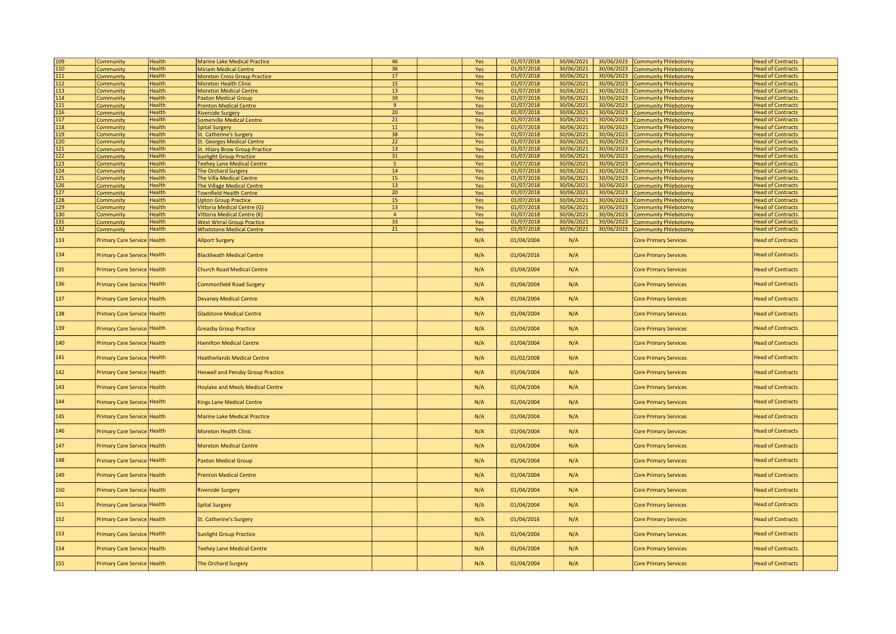| | | | | | | | | | | | | |
|---|---|---|---|---|---|---|---|---|---|---|---|---|
| 109 | Community | Health | Marine Lake Medical Practice | 46 | | Yes | 01/07/2018 | 30/06/2021 | 30/06/2023 | Community Phlebotomy | Head of Contracts | |
| 110 | Community | Health | Miriam Medical Centre | 36 | | Yes | 01/07/2018 | 30/06/2021 | 30/06/2023 | Community Phlebotomy | Head of Contracts | |
| 111 | Community | Health | Moreton Cross Group Practice | 17 | | Yes | 01/07/2018 | 30/06/2021 | 30/06/2023 | Community Phlebotomy | Head of Contracts | |
| 112 | Community | Health | Moreton Health Clinic | 15 | | Yes | 01/07/2018 | 30/06/2021 | 30/06/2023 | Community Phlebotomy | Head of Contracts | |
| 113 | Community | Health | Moreton Medical Centre | 13 | | Yes | 01/07/2018 | 30/06/2021 | 30/06/2023 | Community Phlebotomy | Head of Contracts | |
| 114 | Community | Health | Paxton Medical Group | 39 | | Yes | 01/07/2018 | 30/06/2021 | 30/06/2023 | Community Phlebotomy | Head of Contracts | |
| 115 | Community | Health | Prenton Medical Centre | 9 | | Yes | 01/07/2018 | 30/06/2021 | 30/06/2023 | Community Phlebotomy | Head of Contracts | |
| 116 | Community | Health | Riverside Surgery | 20 | | Yes | 01/07/2018 | 30/06/2021 | 30/06/2023 | Community Phlebotomy | Head of Contracts | |
| 117 | Community | Health | Somerville Medical Centre | 21 | | Yes | 01/07/2018 | 30/06/2021 | 30/06/2023 | Community Phlebotomy | Head of Contracts | |
| 118 | Community | Health | Spital Surgery | 11 | | Yes | 01/07/2018 | 30/06/2021 | 30/06/2023 | Community Phlebotomy | Head of Contracts | |
| 119 | Community | Health | St. Catherine's Surgery | 38 | | Yes | 01/07/2018 | 30/06/2021 | 30/06/2023 | Community Phlebotomy | Head of Contracts | |
| 120 | Community | Health | St. Georges Medical Centre | 22 | | Yes | 01/07/2018 | 30/06/2021 | 30/06/2023 | Community Phlebotomy | Head of Contracts | |
| 121 | Community | Health | St. Hilary Brow Group Practice | 13 | | Yes | 01/07/2018 | 30/06/2021 | 30/06/2023 | Community Phlebotomy | Head of Contracts | |
| 122 | Community | Health | Sunlight Group Practice | 31 | | Yes | 01/07/2018 | 30/06/2021 | 30/06/2023 | Community Phlebotomy | Head of Contracts | |
| 123 | Community | Health | Teehey Lane Medical Centre | 5 | | Yes | 01/07/2018 | 30/06/2021 | 30/06/2023 | Community Phlebotomy | Head of Contracts | |
| 124 | Community | Health | The Orchard Surgery | 14 | | Yes | 01/07/2018 | 30/06/2021 | 30/06/2023 | Community Phlebotomy | Head of Contracts | |
| 125 | Community | Health | The Villa Medical Centre | 15 | | Yes | 01/07/2018 | 30/06/2021 | 30/06/2023 | Community Phlebotomy | Head of Contracts | |
| 126 | Community | Health | The Village Medical Centre | 13 | | Yes | 01/07/2018 | 30/06/2021 | 30/06/2023 | Community Phlebotomy | Head of Contracts | |
| 127 | Community | Health | Townfield Health Centre | 20 | | Yes | 01/07/2018 | 30/06/2021 | 30/06/2023 | Community Phlebotomy | Head of Contracts | |
| 128 | Community | Health | Upton Group Practice | 15 | | Yes | 01/07/2018 | 30/06/2021 | 30/06/2023 | Community Phlebotomy | Head of Contracts | |
| 129 | Community | Health | Vittoria Medical Centre (G) | 13 | | Yes | 01/07/2018 | 30/06/2021 | 30/06/2023 | Community Phlebotomy | Head of Contracts | |
| 130 | Community | Health | Vittoria Medical Centre (K) | 4 | | Yes | 01/07/2018 | 30/06/2021 | 30/06/2023 | Community Phlebotomy | Head of Contracts | |
| 131 | Community | Health | West Wirral Group Practice | 33 | | Yes | 01/07/2018 | 30/06/2021 | 30/06/2023 | Community Phlebotomy | Head of Contracts | |
| 132 | Community | Health | Whetstone Medical Centre | 21 | | Yes | 01/07/2018 | 30/06/2021 | 30/06/2023 | Community Phlebotomy | Head of Contracts | |
| 133 | Primary Care Service | Health | Allport Surgery | | | N/A | 01/04/2004 | N/A | | Core Primary Services | Head of Contracts | |
| 134 | Primary Care Service | Health | Blackheath Medical Centre | | | N/A | 01/04/2016 | N/A | | Core Primary Services | Head of Contracts | |
| 135 | Primary Care Service | Health | Church Road Medical Centre | | | N/A | 01/04/2004 | N/A | | Core Primary Services | Head of Contracts | |
| 136 | Primary Care Service | Health | Commonfield Road Surgery | | | N/A | 01/04/2004 | N/A | | Core Primary Services | Head of Contracts | |
| 137 | Primary Care Service | Health | Devaney Medical Centre | | | N/A | 01/04/2004 | N/A | | Core Primary Services | Head of Contracts | |
| 138 | Primary Care Service | Health | Gladstone Medical Centre | | | N/A | 01/04/2004 | N/A | | Core Primary Services | Head of Contracts | |
| 139 | Primary Care Service | Health | Greasby Group Practice | | | N/A | 01/04/2004 | N/A | | Core Primary Services | Head of Contracts | |
| 140 | Primary Care Service | Health | Hamilton Medical Centre | | | N/A | 01/04/2004 | N/A | | Core Primary Services | Head of Contracts | |
| 141 | Primary Care Service | Health | Heatherlands Medical Centre | | | N/A | 01/02/2008 | N/A | | Core Primary Services | Head of Contracts | |
| 142 | Primary Care Service | Health | Heswall and Pensby Group Practice | | | N/A | 01/04/2004 | N/A | | Core Primary Services | Head of Contracts | |
| 143 | Primary Care Service | Health | Hoylake and Meols Medical Centre | | | N/A | 01/04/2004 | N/A | | Core Primary Services | Head of Contracts | |
| 144 | Primary Care Service | Health | Kings Lane Medical Centre | | | N/A | 01/04/2004 | N/A | | Core Primary Services | Head of Contracts | |
| 145 | Primary Care Service | Health | Marine Lake Medical Practice | | | N/A | 01/04/2004 | N/A | | Core Primary Services | Head of Contracts | |
| 146 | Primary Care Service | Health | Moreton Health Clinic | | | N/A | 01/04/2004 | N/A | | Core Primary Services | Head of Contracts | |
| 147 | Primary Care Service | Health | Moreton Medical Centre | | | N/A | 01/04/2004 | N/A | | Core Primary Services | Head of Contracts | |
| 148 | Primary Care Service | Health | Paxton Medical Group | | | N/A | 01/04/2004 | N/A | | Core Primary Services | Head of Contracts | |
| 149 | Primary Care Service | Health | Prenton Medical Centre | | | N/A | 01/04/2004 | N/A | | Core Primary Services | Head of Contracts | |
| 150 | Primary Care Service | Health | Riverside Surgery | | | N/A | 01/04/2004 | N/A | | Core Primary Services | Head of Contracts | |
| 151 | Primary Care Service | Health | Spital Surgery | | | N/A | 01/04/2004 | N/A | | Core Primary Services | Head of Contracts | |
| 152 | Primary Care Service | Health | St. Catherine's Surgery | | | N/A | 01/04/2016 | N/A | | Core Primary Services | Head of Contracts | |
| 153 | Primary Care Service | Health | Sunlight Group Practice | | | N/A | 01/04/2004 | N/A | | Core Primary Services | Head of Contracts | |
| 154 | Primary Care Service | Health | Teehey Lane Medical Centre | | | N/A | 01/04/2004 | N/A | | Core Primary Services | Head of Contracts | |
| 155 | Primary Care Service | Health | The Orchard Surgery | | | N/A | 01/04/2004 | N/A | | Core Primary Services | Head of Contracts | |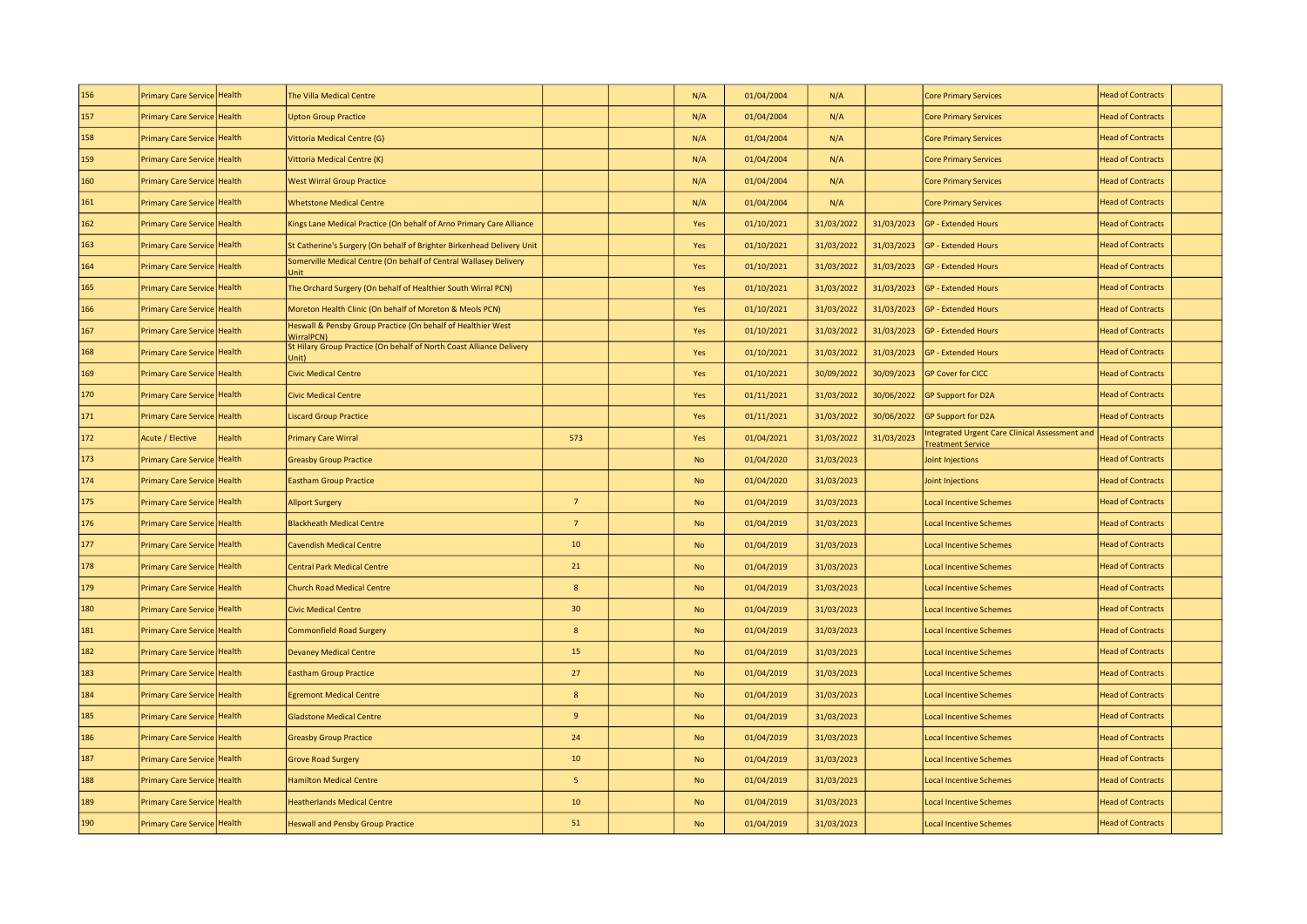| | | | | | | | | | | | | |
|---|---|---|---|---|---|---|---|---|---|---|---|---|
| 156 | Primary Care Service | Health | The Villa Medical Centre | | | N/A | 01/04/2004 | N/A | | Core Primary Services | Head of Contracts | |
| 157 | Primary Care Service | Health | Upton Group Practice | | | N/A | 01/04/2004 | N/A | | Core Primary Services | Head of Contracts | |
| 158 | Primary Care Service | Health | Vittoria Medical Centre (G) | | | N/A | 01/04/2004 | N/A | | Core Primary Services | Head of Contracts | |
| 159 | Primary Care Service | Health | Vittoria Medical Centre (K) | | | N/A | 01/04/2004 | N/A | | Core Primary Services | Head of Contracts | |
| 160 | Primary Care Service | Health | West Wirral Group Practice | | | N/A | 01/04/2004 | N/A | | Core Primary Services | Head of Contracts | |
| 161 | Primary Care Service | Health | Whetstone Medical Centre | | | N/A | 01/04/2004 | N/A | | Core Primary Services | Head of Contracts | |
| 162 | Primary Care Service | Health | Kings Lane Medical Practice (On behalf of Arno Primary Care Alliance | | | Yes | 01/10/2021 | 31/03/2022 | 31/03/2023 | GP - Extended Hours | Head of Contracts | |
| 163 | Primary Care Service | Health | St Catherine's Surgery (On behalf of Brighter Birkenhead Delivery Unit | | | Yes | 01/10/2021 | 31/03/2022 | 31/03/2023 | GP - Extended Hours | Head of Contracts | |
| 164 | Primary Care Service | Health | Somerville Medical Centre (On behalf of Central Wallasey Delivery Unit | | | Yes | 01/10/2021 | 31/03/2022 | 31/03/2023 | GP - Extended Hours | Head of Contracts | |
| 165 | Primary Care Service | Health | The Orchard Surgery (On behalf of Healthier South Wirral PCN) | | | Yes | 01/10/2021 | 31/03/2022 | 31/03/2023 | GP - Extended Hours | Head of Contracts | |
| 166 | Primary Care Service | Health | Moreton Health Clinic (On behalf of Moreton & Meols PCN) | | | Yes | 01/10/2021 | 31/03/2022 | 31/03/2023 | GP - Extended Hours | Head of Contracts | |
| 167 | Primary Care Service | Health | Heswall & Pensby Group Practice (On behalf of Healthier West WirralPCN) | | | Yes | 01/10/2021 | 31/03/2022 | 31/03/2023 | GP - Extended Hours | Head of Contracts | |
| 168 | Primary Care Service | Health | St Hilary Group Practice (On behalf of North Coast Alliance Delivery Unit) | | | Yes | 01/10/2021 | 31/03/2022 | 31/03/2023 | GP - Extended Hours | Head of Contracts | |
| 169 | Primary Care Service | Health | Civic Medical Centre | | | Yes | 01/10/2021 | 30/09/2022 | 30/09/2023 | GP Cover for CICC | Head of Contracts | |
| 170 | Primary Care Service | Health | Civic Medical Centre | | | Yes | 01/11/2021 | 31/03/2022 | 30/06/2022 | GP Support for D2A | Head of Contracts | |
| 171 | Primary Care Service | Health | Liscard Group Practice | | | Yes | 01/11/2021 | 31/03/2022 | 30/06/2022 | GP Support for D2A | Head of Contracts | |
| 172 | Acute / Elective | Health | Primary Care Wirral | 573 | | Yes | 01/04/2021 | 31/03/2022 | 31/03/2023 | Integrated Urgent Care Clinical Assessment and Treatment Service | Head of Contracts | |
| 173 | Primary Care Service | Health | Greasby Group Practice | | | No | 01/04/2020 | 31/03/2023 | | Joint Injections | Head of Contracts | |
| 174 | Primary Care Service | Health | Eastham Group Practice | | | No | 01/04/2020 | 31/03/2023 | | Joint Injections | Head of Contracts | |
| 175 | Primary Care Service | Health | Allport Surgery | 7 | | No | 01/04/2019 | 31/03/2023 | | Local Incentive Schemes | Head of Contracts | |
| 176 | Primary Care Service | Health | Blackheath Medical Centre | 7 | | No | 01/04/2019 | 31/03/2023 | | Local Incentive Schemes | Head of Contracts | |
| 177 | Primary Care Service | Health | Cavendish Medical Centre | 10 | | No | 01/04/2019 | 31/03/2023 | | Local Incentive Schemes | Head of Contracts | |
| 178 | Primary Care Service | Health | Central Park Medical Centre | 21 | | No | 01/04/2019 | 31/03/2023 | | Local Incentive Schemes | Head of Contracts | |
| 179 | Primary Care Service | Health | Church Road Medical Centre | 8 | | No | 01/04/2019 | 31/03/2023 | | Local Incentive Schemes | Head of Contracts | |
| 180 | Primary Care Service | Health | Civic Medical Centre | 30 | | No | 01/04/2019 | 31/03/2023 | | Local Incentive Schemes | Head of Contracts | |
| 181 | Primary Care Service | Health | Commonfield Road Surgery | 8 | | No | 01/04/2019 | 31/03/2023 | | Local Incentive Schemes | Head of Contracts | |
| 182 | Primary Care Service | Health | Devaney Medical Centre | 15 | | No | 01/04/2019 | 31/03/2023 | | Local Incentive Schemes | Head of Contracts | |
| 183 | Primary Care Service | Health | Eastham Group Practice | 27 | | No | 01/04/2019 | 31/03/2023 | | Local Incentive Schemes | Head of Contracts | |
| 184 | Primary Care Service | Health | Egremont Medical Centre | 8 | | No | 01/04/2019 | 31/03/2023 | | Local Incentive Schemes | Head of Contracts | |
| 185 | Primary Care Service | Health | Gladstone Medical Centre | 9 | | No | 01/04/2019 | 31/03/2023 | | Local Incentive Schemes | Head of Contracts | |
| 186 | Primary Care Service | Health | Greasby Group Practice | 24 | | No | 01/04/2019 | 31/03/2023 | | Local Incentive Schemes | Head of Contracts | |
| 187 | Primary Care Service | Health | Grove Road Surgery | 10 | | No | 01/04/2019 | 31/03/2023 | | Local Incentive Schemes | Head of Contracts | |
| 188 | Primary Care Service | Health | Hamilton Medical Centre | 5 | | No | 01/04/2019 | 31/03/2023 | | Local Incentive Schemes | Head of Contracts | |
| 189 | Primary Care Service | Health | Heatherlands Medical Centre | 10 | | No | 01/04/2019 | 31/03/2023 | | Local Incentive Schemes | Head of Contracts | |
| 190 | Primary Care Service | Health | Heswall and Pensby Group Practice | 51 | | No | 01/04/2019 | 31/03/2023 | | Local Incentive Schemes | Head of Contracts | |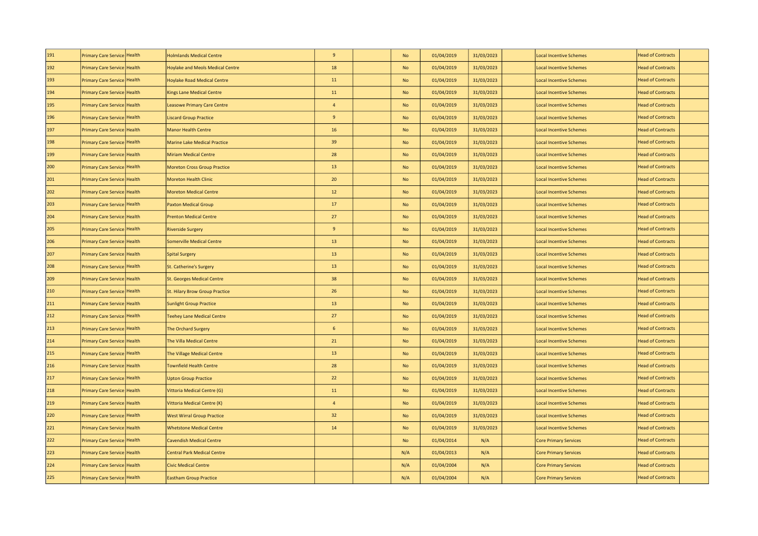| | | | | | | | | | | | | |
|---|---|---|---|---|---|---|---|---|---|---|---|---|
| 191 | Primary Care Service | Health | Holmlands Medical Centre | 9 | | No | 01/04/2019 | 31/03/2023 | | Local Incentive Schemes | Head of Contracts | |
| 192 | Primary Care Service | Health | Hoylake and Meols Medical Centre | 18 | | No | 01/04/2019 | 31/03/2023 | | Local Incentive Schemes | Head of Contracts | |
| 193 | Primary Care Service | Health | Hoylake Road Medical Centre | 11 | | No | 01/04/2019 | 31/03/2023 | | Local Incentive Schemes | Head of Contracts | |
| 194 | Primary Care Service | Health | Kings Lane Medical Centre | 11 | | No | 01/04/2019 | 31/03/2023 | | Local Incentive Schemes | Head of Contracts | |
| 195 | Primary Care Service | Health | Leasowe Primary Care Centre | 4 | | No | 01/04/2019 | 31/03/2023 | | Local Incentive Schemes | Head of Contracts | |
| 196 | Primary Care Service | Health | Liscard Group Practice | 9 | | No | 01/04/2019 | 31/03/2023 | | Local Incentive Schemes | Head of Contracts | |
| 197 | Primary Care Service | Health | Manor Health Centre | 16 | | No | 01/04/2019 | 31/03/2023 | | Local Incentive Schemes | Head of Contracts | |
| 198 | Primary Care Service | Health | Marine Lake Medical Practice | 39 | | No | 01/04/2019 | 31/03/2023 | | Local Incentive Schemes | Head of Contracts | |
| 199 | Primary Care Service | Health | Miriam Medical Centre | 28 | | No | 01/04/2019 | 31/03/2023 | | Local Incentive Schemes | Head of Contracts | |
| 200 | Primary Care Service | Health | Moreton Cross Group Practice | 13 | | No | 01/04/2019 | 31/03/2023 | | Local Incentive Schemes | Head of Contracts | |
| 201 | Primary Care Service | Health | Moreton Health Clinic | 20 | | No | 01/04/2019 | 31/03/2023 | | Local Incentive Schemes | Head of Contracts | |
| 202 | Primary Care Service | Health | Moreton Medical Centre | 12 | | No | 01/04/2019 | 31/03/2023 | | Local Incentive Schemes | Head of Contracts | |
| 203 | Primary Care Service | Health | Paxton Medical Group | 17 | | No | 01/04/2019 | 31/03/2023 | | Local Incentive Schemes | Head of Contracts | |
| 204 | Primary Care Service | Health | Prenton Medical Centre | 27 | | No | 01/04/2019 | 31/03/2023 | | Local Incentive Schemes | Head of Contracts | |
| 205 | Primary Care Service | Health | Riverside Surgery | 9 | | No | 01/04/2019 | 31/03/2023 | | Local Incentive Schemes | Head of Contracts | |
| 206 | Primary Care Service | Health | Somerville Medical Centre | 13 | | No | 01/04/2019 | 31/03/2023 | | Local Incentive Schemes | Head of Contracts | |
| 207 | Primary Care Service | Health | Spital Surgery | 13 | | No | 01/04/2019 | 31/03/2023 | | Local Incentive Schemes | Head of Contracts | |
| 208 | Primary Care Service | Health | St. Catherine's Surgery | 13 | | No | 01/04/2019 | 31/03/2023 | | Local Incentive Schemes | Head of Contracts | |
| 209 | Primary Care Service | Health | St. Georges Medical Centre | 38 | | No | 01/04/2019 | 31/03/2023 | | Local Incentive Schemes | Head of Contracts | |
| 210 | Primary Care Service | Health | St. Hilary Brow Group Practice | 26 | | No | 01/04/2019 | 31/03/2023 | | Local Incentive Schemes | Head of Contracts | |
| 211 | Primary Care Service | Health | Sunlight Group Practice | 13 | | No | 01/04/2019 | 31/03/2023 | | Local Incentive Schemes | Head of Contracts | |
| 212 | Primary Care Service | Health | Teehey Lane Medical Centre | 27 | | No | 01/04/2019 | 31/03/2023 | | Local Incentive Schemes | Head of Contracts | |
| 213 | Primary Care Service | Health | The Orchard Surgery | 6 | | No | 01/04/2019 | 31/03/2023 | | Local Incentive Schemes | Head of Contracts | |
| 214 | Primary Care Service | Health | The Villa Medical Centre | 21 | | No | 01/04/2019 | 31/03/2023 | | Local Incentive Schemes | Head of Contracts | |
| 215 | Primary Care Service | Health | The Village Medical Centre | 13 | | No | 01/04/2019 | 31/03/2023 | | Local Incentive Schemes | Head of Contracts | |
| 216 | Primary Care Service | Health | Townfield Health Centre | 28 | | No | 01/04/2019 | 31/03/2023 | | Local Incentive Schemes | Head of Contracts | |
| 217 | Primary Care Service | Health | Upton Group Practice | 22 | | No | 01/04/2019 | 31/03/2023 | | Local Incentive Schemes | Head of Contracts | |
| 218 | Primary Care Service | Health | Vittoria Medical Centre (G) | 11 | | No | 01/04/2019 | 31/03/2023 | | Local Incentive Schemes | Head of Contracts | |
| 219 | Primary Care Service | Health | Vittoria Medical Centre (K) | 4 | | No | 01/04/2019 | 31/03/2023 | | Local Incentive Schemes | Head of Contracts | |
| 220 | Primary Care Service | Health | West Wirral Group Practice | 32 | | No | 01/04/2019 | 31/03/2023 | | Local Incentive Schemes | Head of Contracts | |
| 221 | Primary Care Service | Health | Whetstone Medical Centre | 14 | | No | 01/04/2019 | 31/03/2023 | | Local Incentive Schemes | Head of Contracts | |
| 222 | Primary Care Service | Health | Cavendish Medical Centre | | | No | 01/04/2014 | N/A | | Core Primary Services | Head of Contracts | |
| 223 | Primary Care Service | Health | Central Park Medical Centre | | | N/A | 01/04/2013 | N/A | | Core Primary Services | Head of Contracts | |
| 224 | Primary Care Service | Health | Civic Medical Centre | | | N/A | 01/04/2004 | N/A | | Core Primary Services | Head of Contracts | |
| 225 | Primary Care Service | Health | Eastham Group Practice | | | N/A | 01/04/2004 | N/A | | Core Primary Services | Head of Contracts | |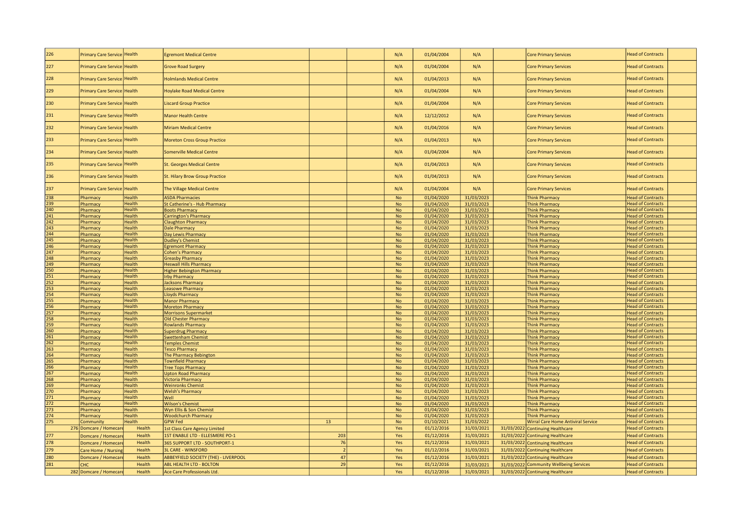| | | | | | | | | | | | | |
|---|---|---|---|---|---|---|---|---|---|---|---|---|
| 226 | Primary Care Service | Health | Egremont Medical Centre | | | N/A | 01/04/2004 | N/A | | Core Primary Services | Head of Contracts | |
| 227 | Primary Care Service | Health | Grove Road Surgery | | | N/A | 01/04/2004 | N/A | | Core Primary Services | Head of Contracts | |
| 228 | Primary Care Service | Health | Holmlands Medical Centre | | | N/A | 01/04/2013 | N/A | | Core Primary Services | Head of Contracts | |
| 229 | Primary Care Service | Health | Hoylake Road Medical Centre | | | N/A | 01/04/2004 | N/A | | Core Primary Services | Head of Contracts | |
| 230 | Primary Care Service | Health | Liscard Group Practice | | | N/A | 01/04/2004 | N/A | | Core Primary Services | Head of Contracts | |
| 231 | Primary Care Service | Health | Manor Health Centre | | | N/A | 12/12/2012 | N/A | | Core Primary Services | Head of Contracts | |
| 232 | Primary Care Service | Health | Miriam Medical Centre | | | N/A | 01/04/2016 | N/A | | Core Primary Services | Head of Contracts | |
| 233 | Primary Care Service | Health | Moreton Cross Group Practice | | | N/A | 01/04/2013 | N/A | | Core Primary Services | Head of Contracts | |
| 234 | Primary Care Service | Health | Somerville Medical Centre | | | N/A | 01/04/2004 | N/A | | Core Primary Services | Head of Contracts | |
| 235 | Primary Care Service | Health | St. Georges Medical Centre | | | N/A | 01/04/2013 | N/A | | Core Primary Services | Head of Contracts | |
| 236 | Primary Care Service | Health | St. Hilary Brow Group Practice | | | N/A | 01/04/2013 | N/A | | Core Primary Services | Head of Contracts | |
| 237 | Primary Care Service | Health | The Village Medical Centre | | | N/A | 01/04/2004 | N/A | | Core Primary Services | Head of Contracts | |
| 238 | Pharmacy | Health | ASDA Pharmacies | | | No | 01/04/2020 | 31/03/2023 | | Think Pharmacy | Head of Contracts | |
| 239 | Pharmacy | Health | St Catherine's - Hub Pharmacy | | | No | 01/04/2020 | 31/03/2023 | | Think Pharmacy | Head of Contracts | |
| 240 | Pharmacy | Health | Boots Pharmacy | | | No | 01/04/2020 | 31/03/2023 | | Think Pharmacy | Head of Contracts | |
| 241 | Pharmacy | Health | Carrington's Pharmacy | | | No | 01/04/2020 | 31/03/2023 | | Think Pharmacy | Head of Contracts | |
| 242 | Pharmacy | Health | Claughton Pharmacy | | | No | 01/04/2020 | 31/03/2023 | | Think Pharmacy | Head of Contracts | |
| 243 | Pharmacy | Health | Dale Pharmacy | | | No | 01/04/2020 | 31/03/2023 | | Think Pharmacy | Head of Contracts | |
| 244 | Pharmacy | Health | Day Lewis Pharmacy | | | No | 01/04/2020 | 31/03/2023 | | Think Pharmacy | Head of Contracts | |
| 245 | Pharmacy | Health | Dudley's Chemist | | | No | 01/04/2020 | 31/03/2023 | | Think Pharmacy | Head of Contracts | |
| 246 | Pharmacy | Health | Egremont Pharmacy | | | No | 01/04/2020 | 31/03/2023 | | Think Pharmacy | Head of Contracts | |
| 247 | Pharmacy | Health | Cohen's Pharmacy | | | No | 01/04/2020 | 31/03/2023 | | Think Pharmacy | Head of Contracts | |
| 248 | Pharmacy | Health | Greasby Pharmacy | | | No | 01/04/2020 | 31/03/2023 | | Think Pharmacy | Head of Contracts | |
| 249 | Pharmacy | Health | Heswall Hills Pharmacy | | | No | 01/04/2020 | 31/03/2023 | | Think Pharmacy | Head of Contracts | |
| 250 | Pharmacy | Health | Higher Bebington Pharmacy | | | No | 01/04/2020 | 31/03/2023 | | Think Pharmacy | Head of Contracts | |
| 251 | Pharmacy | Health | Irby Pharmacy | | | No | 01/04/2020 | 31/03/2023 | | Think Pharmacy | Head of Contracts | |
| 252 | Pharmacy | Health | Jacksons Pharmacy | | | No | 01/04/2020 | 31/03/2023 | | Think Pharmacy | Head of Contracts | |
| 253 | Pharmacy | Health | Leasowe Pharmacy | | | No | 01/04/2020 | 31/03/2023 | | Think Pharmacy | Head of Contracts | |
| 254 | Pharmacy | Health | Lloyds Pharmacy | | | No | 01/04/2020 | 31/03/2023 | | Think Pharmacy | Head of Contracts | |
| 255 | Pharmacy | Health | Manor Pharmacy | | | No | 01/04/2020 | 31/03/2023 | | Think Pharmacy | Head of Contracts | |
| 256 | Pharmacy | Health | Moreton Pharmacy | | | No | 01/04/2020 | 31/03/2023 | | Think Pharmacy | Head of Contracts | |
| 257 | Pharmacy | Health | Morrisons Supermarket | | | No | 01/04/2020 | 31/03/2023 | | Think Pharmacy | Head of Contracts | |
| 258 | Pharmacy | Health | Old Chester Pharmacy | | | No | 01/04/2020 | 31/03/2023 | | Think Pharmacy | Head of Contracts | |
| 259 | Pharmacy | Health | Rowlands Pharmacy | | | No | 01/04/2020 | 31/03/2023 | | Think Pharmacy | Head of Contracts | |
| 260 | Pharmacy | Health | Superdrug Pharmacy | | | No | 01/04/2020 | 31/03/2023 | | Think Pharmacy | Head of Contracts | |
| 261 | Pharmacy | Health | Swettenham Chemist | | | No | 01/04/2020 | 31/03/2023 | | Think Pharmacy | Head of Contracts | |
| 262 | Pharmacy | Health | Temples Chemist | | | No | 01/04/2020 | 31/03/2023 | | Think Pharmacy | Head of Contracts | |
| 263 | Pharmacy | Health | Tesco Pharmacy | | | No | 01/04/2020 | 31/03/2023 | | Think Pharmacy | Head of Contracts | |
| 264 | Pharmacy | Health | The Pharmacy Bebington | | | No | 01/04/2020 | 31/03/2023 | | Think Pharmacy | Head of Contracts | |
| 265 | Pharmacy | Health | Townfield Pharmacy | | | No | 01/04/2020 | 31/03/2023 | | Think Pharmacy | Head of Contracts | |
| 266 | Pharmacy | Health | Tree Tops Pharmacy | | | No | 01/04/2020 | 31/03/2023 | | Think Pharmacy | Head of Contracts | |
| 267 | Pharmacy | Health | Upton Road Pharmacy | | | No | 01/04/2020 | 31/03/2023 | | Think Pharmacy | Head of Contracts | |
| 268 | Pharmacy | Health | Victoria Pharmacy | | | No | 01/04/2020 | 31/03/2023 | | Think Pharmacy | Head of Contracts | |
| 269 | Pharmacy | Health | Weinronks Chemist | | | No | 01/04/2020 | 31/03/2023 | | Think Pharmacy | Head of Contracts | |
| 270 | Pharmacy | Health | Welsh's Pharmacy | | | No | 01/04/2020 | 31/03/2023 | | Think Pharmacy | Head of Contracts | |
| 271 | Pharmacy | Health | Well | | | No | 01/04/2020 | 31/03/2023 | | Think Pharmacy | Head of Contracts | |
| 272 | Pharmacy | Health | Wilson's Chemist | | | No | 01/04/2020 | 31/03/2023 | | Think Pharmacy | Head of Contracts | |
| 273 | Pharmacy | Health | Wyn Ellis & Son Chemist | | | No | 01/04/2020 | 31/03/2023 | | Think Pharmacy | Head of Contracts | |
| 274 | Pharmacy | Health | Woodchurch Pharmacy | | | No | 01/04/2020 | 31/03/2023 | | Think Pharmacy | Head of Contracts | |
| 275 | Community | Health | GPW Fed | 13 | | No | 01/10/2021 | 31/03/2022 | | Wirral Care Home Antiviral Service | Head of Contracts | |
| 276 | Domcare / Homecare | Health | 1st Class Care Agency Limited | | | Yes | 01/12/2016 | 31/03/2021 | 31/03/2022 | Continuing Healthcare | Head of Contracts | |
| 277 | Domcare / Homecare | Health | 1ST ENABLE LTD - ELLESMERE PO-1 | 203 | | Yes | 01/12/2016 | 31/03/2021 | 31/03/2022 | Continuing Healthcare | Head of Contracts | |
| 278 | Domcare / Homecare | Health | 365 SUPPORT LTD - SOUTHPORT-1 | 76 | | Yes | 01/12/2016 | 31/03/2021 | 31/03/2022 | Continuing Healthcare | Head of Contracts | |
| 279 | Care Home / Nursing | Health | 3L CARE - WINSFORD | 2 | | Yes | 01/12/2016 | 31/03/2021 | 31/03/2022 | Continuing Healthcare | Head of Contracts | |
| 280 | Domcare / Homecare | Health | ABBEYFIELD SOCIETY (THE) - LIVERPOOL | 47 | | Yes | 01/12/2016 | 31/03/2021 | 31/03/2022 | Continuing Healthcare | Head of Contracts | |
| 281 | CHC | Health | ABL HEALTH LTD - BOLTON | 29 | | Yes | 01/12/2016 | 31/03/2021 | 31/03/2022 | Community Wellbeing Services | Head of Contracts | |
| 282 | Domcare / Homecare | Health | Ace Care Professionals Ltd. | | | Yes | 01/12/2016 | 31/03/2021 | 31/03/2022 | Continuing Healthcare | Head of Contracts | |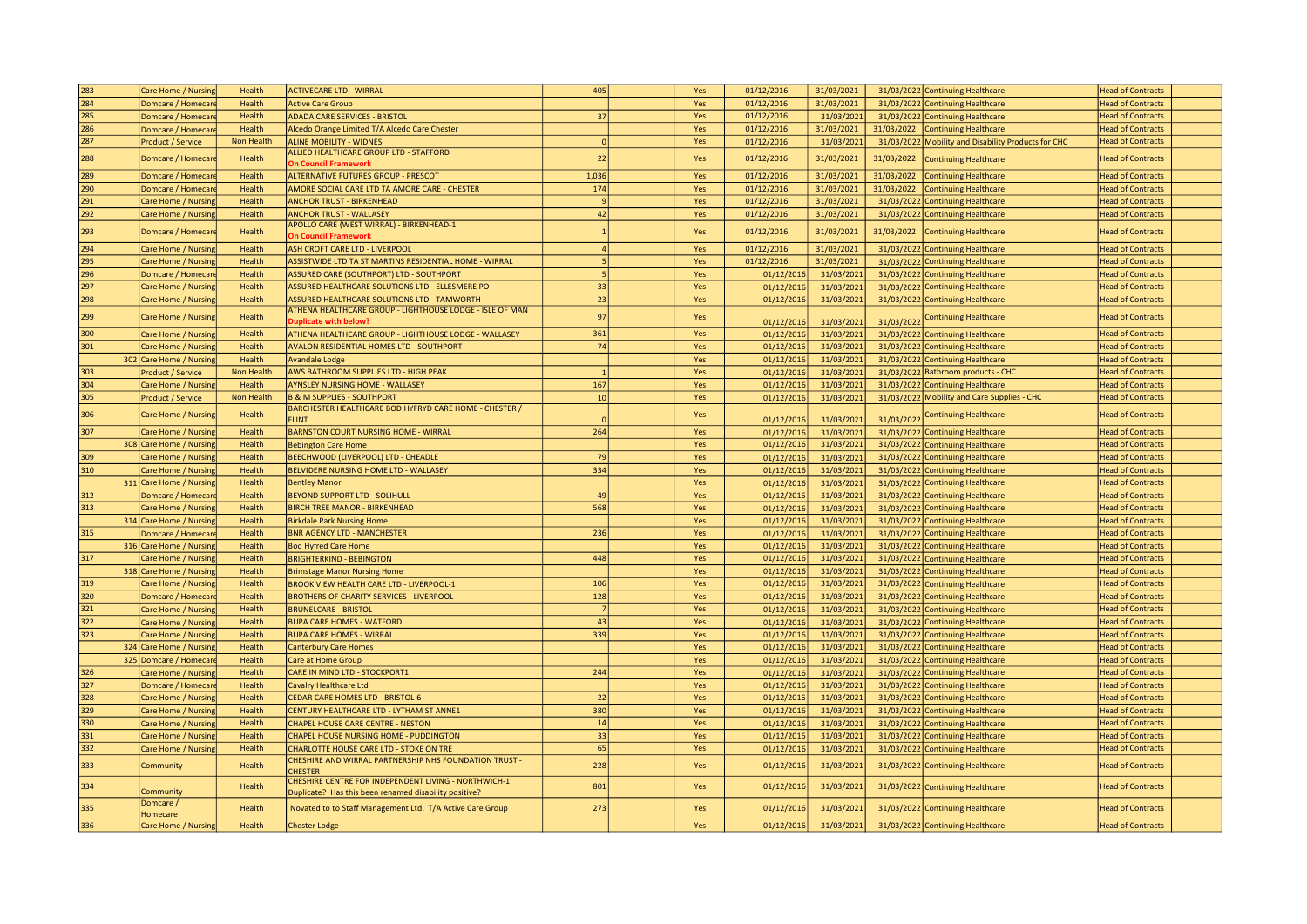| | | | | | | | | | | | | |
|---|---|---|---|---|---|---|---|---|---|---|---|---|
| 283 | Care Home / Nursing | Health | ACTIVECARE LTD - WIRRAL | 405 | | Yes | 01/12/2016 | 31/03/2021 | 31/03/2022 | Continuing Healthcare | Head of Contracts | |
| 284 | Domcare / Homecare | Health | Active Care Group | | | Yes | 01/12/2016 | 31/03/2021 | 31/03/2022 | Continuing Healthcare | Head of Contracts | |
| 285 | Domcare / Homecare | Health | ADADA CARE SERVICES - BRISTOL | 37 | | Yes | 01/12/2016 | 31/03/2021 | 31/03/2022 | Continuing Healthcare | Head of Contracts | |
| 286 | Domcare / Homecare | Health | Alcedo Orange Limited T/A Alcedo Care Chester | | | Yes | 01/12/2016 | 31/03/2021 | 31/03/2022 | Continuing Healthcare | Head of Contracts | |
| 287 | Product / Service | Non Health | ALINE MOBILITY - WIDNES | 0 | | Yes | 01/12/2016 | 31/03/2021 | 31/03/2022 | Mobility and Disability Products for CHC | Head of Contracts | |
| 288 | Domcare / Homecare | Health | ALLIED HEALTHCARE GROUP LTD - STAFFORD On Council Framework | 22 | | Yes | 01/12/2016 | 31/03/2021 | 31/03/2022 | Continuing Healthcare | Head of Contracts | |
| 289 | Domcare / Homecare | Health | ALTERNATIVE FUTURES GROUP - PRESCOT | 1,036 | | Yes | 01/12/2016 | 31/03/2021 | 31/03/2022 | Continuing Healthcare | Head of Contracts | |
| 290 | Domcare / Homecare | Health | AMORE SOCIAL CARE LTD TA AMORE CARE - CHESTER | 174 | | Yes | 01/12/2016 | 31/03/2021 | 31/03/2022 | Continuing Healthcare | Head of Contracts | |
| 291 | Care Home / Nursing | Health | ANCHOR TRUST - BIRKENHEAD | 9 | | Yes | 01/12/2016 | 31/03/2021 | 31/03/2022 | Continuing Healthcare | Head of Contracts | |
| 292 | Care Home / Nursing | Health | ANCHOR TRUST - WALLASEY | 42 | | Yes | 01/12/2016 | 31/03/2021 | 31/03/2022 | Continuing Healthcare | Head of Contracts | |
| 293 | Domcare / Homecare | Health | APOLLO CARE (WEST WIRRAL) - BIRKENHEAD-1 On Council Framework | 1 | | Yes | 01/12/2016 | 31/03/2021 | 31/03/2022 | Continuing Healthcare | Head of Contracts | |
| 294 | Care Home / Nursing | Health | ASH CROFT CARE LTD - LIVERPOOL | 4 | | Yes | 01/12/2016 | 31/03/2021 | 31/03/2022 | Continuing Healthcare | Head of Contracts | |
| 295 | Care Home / Nursing | Health | ASSISTWIDE LTD TA ST MARTINS RESIDENTIAL HOME - WIRRAL | 5 | | Yes | 01/12/2016 | 31/03/2021 | 31/03/2022 | Continuing Healthcare | Head of Contracts | |
| 296 | Domcare / Homecare | Health | ASSURED CARE (SOUTHPORT) LTD - SOUTHPORT | 5 | | Yes | 01/12/2016 | 31/03/2021 | 31/03/2022 | Continuing Healthcare | Head of Contracts | |
| 297 | Care Home / Nursing | Health | ASSURED HEALTHCARE SOLUTIONS LTD - ELLESMERE PO | 33 | | Yes | 01/12/2016 | 31/03/2021 | 31/03/2022 | Continuing Healthcare | Head of Contracts | |
| 298 | Care Home / Nursing | Health | ASSURED HEALTHCARE SOLUTIONS LTD - TAMWORTH | 23 | | Yes | 01/12/2016 | 31/03/2021 | 31/03/2022 | Continuing Healthcare | Head of Contracts | |
| 299 | Care Home / Nursing | Health | ATHENA HEALTHCARE GROUP - LIGHTHOUSE LODGE - ISLE OF MAN Duplicate with below? | 97 | | Yes | 01/12/2016 | 31/03/2021 | 31/03/2022 | Continuing Healthcare | Head of Contracts | |
| 300 | Care Home / Nursing | Health | ATHENA HEALTHCARE GROUP - LIGHTHOUSE LODGE - WALLASEY | 361 | | Yes | 01/12/2016 | 31/03/2021 | 31/03/2022 | Continuing Healthcare | Head of Contracts | |
| 301 | Care Home / Nursing | Health | AVALON RESIDENTIAL HOMES LTD - SOUTHPORT | 74 | | Yes | 01/12/2016 | 31/03/2021 | 31/03/2022 | Continuing Healthcare | Head of Contracts | |
| 302 | Care Home / Nursing | Health | Avandale Lodge | | | Yes | 01/12/2016 | 31/03/2021 | 31/03/2022 | Continuing Healthcare | Head of Contracts | |
| 303 | Product / Service | Non Health | AWS BATHROOM SUPPLIES LTD - HIGH PEAK | 1 | | Yes | 01/12/2016 | 31/03/2021 | 31/03/2022 | Bathroom products - CHC | Head of Contracts | |
| 304 | Care Home / Nursing | Health | AYNSLEY NURSING HOME - WALLASEY | 167 | | Yes | 01/12/2016 | 31/03/2021 | 31/03/2022 | Continuing Healthcare | Head of Contracts | |
| 305 | Product / Service | Non Health | B & M SUPPLIES - SOUTHPORT | 10 | | Yes | 01/12/2016 | 31/03/2021 | 31/03/2022 | Mobility and Care Supplies - CHC | Head of Contracts | |
| 306 | Care Home / Nursing | Health | BARCHESTER HEALTHCARE BOD HYFRYD CARE HOME - CHESTER / FLINT | 0 | | Yes | 01/12/2016 | 31/03/2021 | 31/03/2022 | Continuing Healthcare | Head of Contracts | |
| 307 | Care Home / Nursing | Health | BARNSTON COURT NURSING HOME - WIRRAL | 264 | | Yes | 01/12/2016 | 31/03/2021 | 31/03/2022 | Continuing Healthcare | Head of Contracts | |
| 308 | Care Home / Nursing | Health | Bebington Care Home | | | Yes | 01/12/2016 | 31/03/2021 | 31/03/2022 | Continuing Healthcare | Head of Contracts | |
| 309 | Care Home / Nursing | Health | BEECHWOOD (LIVERPOOL) LTD - CHEADLE | 79 | | Yes | 01/12/2016 | 31/03/2021 | 31/03/2022 | Continuing Healthcare | Head of Contracts | |
| 310 | Care Home / Nursing | Health | BELVIDERE NURSING HOME LTD - WALLASEY | 334 | | Yes | 01/12/2016 | 31/03/2021 | 31/03/2022 | Continuing Healthcare | Head of Contracts | |
| 311 | Care Home / Nursing | Health | Bentley Manor | | | Yes | 01/12/2016 | 31/03/2021 | 31/03/2022 | Continuing Healthcare | Head of Contracts | |
| 312 | Domcare / Homecare | Health | BEYOND SUPPORT LTD - SOLIHULL | 49 | | Yes | 01/12/2016 | 31/03/2021 | 31/03/2022 | Continuing Healthcare | Head of Contracts | |
| 313 | Care Home / Nursing | Health | BIRCH TREE MANOR - BIRKENHEAD | 568 | | Yes | 01/12/2016 | 31/03/2021 | 31/03/2022 | Continuing Healthcare | Head of Contracts | |
| 314 | Care Home / Nursing | Health | Birkdale Park Nursing Home | | | Yes | 01/12/2016 | 31/03/2021 | 31/03/2022 | Continuing Healthcare | Head of Contracts | |
| 315 | Domcare / Homecare | Health | BNR AGENCY LTD - MANCHESTER | 236 | | Yes | 01/12/2016 | 31/03/2021 | 31/03/2022 | Continuing Healthcare | Head of Contracts | |
| 316 | Care Home / Nursing | Health | Bod Hyfred Care Home | | | Yes | 01/12/2016 | 31/03/2021 | 31/03/2022 | Continuing Healthcare | Head of Contracts | |
| 317 | Care Home / Nursing | Health | BRIGHTERKIND - BEBINGTON | 448 | | Yes | 01/12/2016 | 31/03/2021 | 31/03/2022 | Continuing Healthcare | Head of Contracts | |
| 318 | Care Home / Nursing | Health | Brimstage Manor Nursing Home | | | Yes | 01/12/2016 | 31/03/2021 | 31/03/2022 | Continuing Healthcare | Head of Contracts | |
| 319 | Care Home / Nursing | Health | BROOK VIEW HEALTH CARE LTD - LIVERPOOL-1 | 106 | | Yes | 01/12/2016 | 31/03/2021 | 31/03/2022 | Continuing Healthcare | Head of Contracts | |
| 320 | Domcare / Homecare | Health | BROTHERS OF CHARITY SERVICES - LIVERPOOL | 128 | | Yes | 01/12/2016 | 31/03/2021 | 31/03/2022 | Continuing Healthcare | Head of Contracts | |
| 321 | Care Home / Nursing | Health | BRUNELCARE - BRISTOL | 7 | | Yes | 01/12/2016 | 31/03/2021 | 31/03/2022 | Continuing Healthcare | Head of Contracts | |
| 322 | Care Home / Nursing | Health | BUPA CARE HOMES - WATFORD | 43 | | Yes | 01/12/2016 | 31/03/2021 | 31/03/2022 | Continuing Healthcare | Head of Contracts | |
| 323 | Care Home / Nursing | Health | BUPA CARE HOMES - WIRRAL | 339 | | Yes | 01/12/2016 | 31/03/2021 | 31/03/2022 | Continuing Healthcare | Head of Contracts | |
| 324 | Care Home / Nursing | Health | Canterbury Care Homes | | | Yes | 01/12/2016 | 31/03/2021 | 31/03/2022 | Continuing Healthcare | Head of Contracts | |
| 325 | Domcare / Homecare | Health | Care at Home Group | | | Yes | 01/12/2016 | 31/03/2021 | 31/03/2022 | Continuing Healthcare | Head of Contracts | |
| 326 | Care Home / Nursing | Health | CARE IN MIND LTD - STOCKPORT1 | 244 | | Yes | 01/12/2016 | 31/03/2021 | 31/03/2022 | Continuing Healthcare | Head of Contracts | |
| 327 | Domcare / Homecare | Health | Cavalry Healthcare Ltd | | | Yes | 01/12/2016 | 31/03/2021 | 31/03/2022 | Continuing Healthcare | Head of Contracts | |
| 328 | Care Home / Nursing | Health | CEDAR CARE HOMES LTD - BRISTOL-6 | 22 | | Yes | 01/12/2016 | 31/03/2021 | 31/03/2022 | Continuing Healthcare | Head of Contracts | |
| 329 | Care Home / Nursing | Health | CENTURY HEALTHCARE LTD - LYTHAM ST ANNE1 | 380 | | Yes | 01/12/2016 | 31/03/2021 | 31/03/2022 | Continuing Healthcare | Head of Contracts | |
| 330 | Care Home / Nursing | Health | CHAPEL HOUSE CARE CENTRE - NESTON | 14 | | Yes | 01/12/2016 | 31/03/2021 | 31/03/2022 | Continuing Healthcare | Head of Contracts | |
| 331 | Care Home / Nursing | Health | CHAPEL HOUSE NURSING HOME - PUDDINGTON | 33 | | Yes | 01/12/2016 | 31/03/2021 | 31/03/2022 | Continuing Healthcare | Head of Contracts | |
| 332 | Care Home / Nursing | Health | CHARLOTTE HOUSE CARE LTD - STOKE ON TRE | 65 | | Yes | 01/12/2016 | 31/03/2021 | 31/03/2022 | Continuing Healthcare | Head of Contracts | |
| 333 | Community | Health | CHESHIRE AND WIRRAL PARTNERSHIP NHS FOUNDATION TRUST - CHESTER | 228 | | Yes | 01/12/2016 | 31/03/2021 | 31/03/2022 | Continuing Healthcare | Head of Contracts | |
| 334 | Community | Health | CHESHIRE CENTRE FOR INDEPENDENT LIVING - NORTHWICH-1 Duplicate? Has this been renamed disability positive? | 801 | | Yes | 01/12/2016 | 31/03/2021 | 31/03/2022 | Continuing Healthcare | Head of Contracts | |
| 335 | Domcare / Homecare | Health | Novated to to Staff Management Ltd. T/A Active Care Group | 273 | | Yes | 01/12/2016 | 31/03/2021 | 31/03/2022 | Continuing Healthcare | Head of Contracts | |
| 336 | Care Home / Nursing | Health | Chester Lodge | | | Yes | 01/12/2016 | 31/03/2021 | 31/03/2022 | Continuing Healthcare | Head of Contracts | |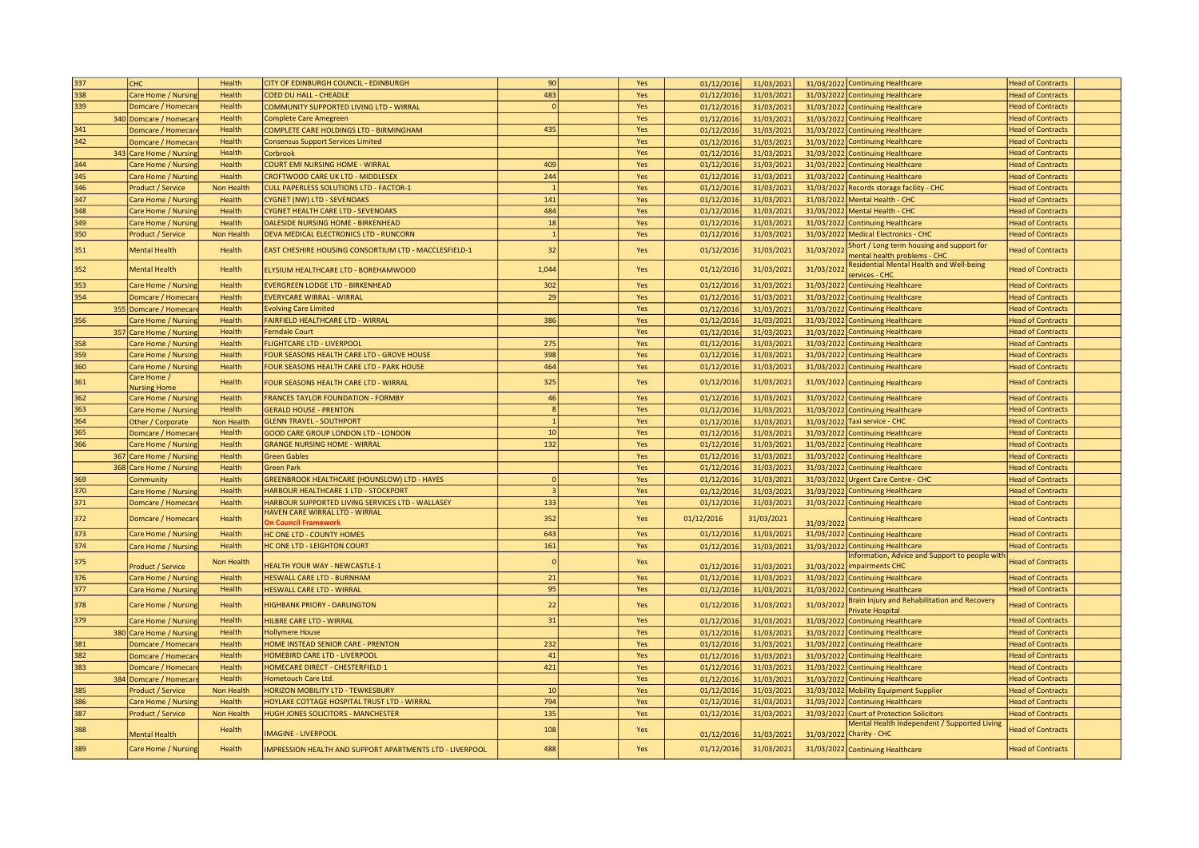| | | | | | | | | | | | | |
|---|---|---|---|---|---|---|---|---|---|---|---|---|
| 337 | CHC | Health | CITY OF EDINBURGH COUNCIL - EDINBURGH | 90 | | Yes | 01/12/2016 | 31/03/2021 | 31/03/2022 | Continuing Healthcare | Head of Contracts | |
| 338 | Care Home / Nursing | Health | COED DU HALL - CHEADLE | 483 | | Yes | 01/12/2016 | 31/03/2021 | 31/03/2022 | Continuing Healthcare | Head of Contracts | |
| 339 | Domcare / Homecare | Health | COMMUNITY SUPPORTED LIVING LTD - WIRRAL | 0 | | Yes | 01/12/2016 | 31/03/2021 | 31/03/2022 | Continuing Healthcare | Head of Contracts | |
| 340 | Domcare / Homecare | Health | Complete Care Amegreen | | | Yes | 01/12/2016 | 31/03/2021 | 31/03/2022 | Continuing Healthcare | Head of Contracts | |
| 341 | Domcare / Homecare | Health | COMPLETE CARE HOLDINGS LTD - BIRMINGHAM | 435 | | Yes | 01/12/2016 | 31/03/2021 | 31/03/2022 | Continuing Healthcare | Head of Contracts | |
| 342 | Domcare / Homecare | Health | Consensus Support Services Limited | | | Yes | 01/12/2016 | 31/03/2021 | 31/03/2022 | Continuing Healthcare | Head of Contracts | |
| 343 | Care Home / Nursing | Health | Corbrook | | | Yes | 01/12/2016 | 31/03/2021 | 31/03/2022 | Continuing Healthcare | Head of Contracts | |
| 344 | Care Home / Nursing | Health | COURT EMI NURSING HOME - WIRRAL | 409 | | Yes | 01/12/2016 | 31/03/2021 | 31/03/2022 | Continuing Healthcare | Head of Contracts | |
| 345 | Care Home / Nursing | Health | CROFTWOOD CARE UK LTD - MIDDLESEX | 244 | | Yes | 01/12/2016 | 31/03/2021 | 31/03/2022 | Continuing Healthcare | Head of Contracts | |
| 346 | Product / Service | Non Health | CULL PAPERLESS SOLUTIONS LTD - FACTOR-1 | 1 | | Yes | 01/12/2016 | 31/03/2021 | 31/03/2022 | Records storage facility - CHC | Head of Contracts | |
| 347 | Care Home / Nursing | Health | CYGNET (NW) LTD - SEVENOAKS | 141 | | Yes | 01/12/2016 | 31/03/2021 | 31/03/2022 | Mental Health - CHC | Head of Contracts | |
| 348 | Care Home / Nursing | Health | CYGNET HEALTH CARE LTD - SEVENOAKS | 484 | | Yes | 01/12/2016 | 31/03/2021 | 31/03/2022 | Mental Health - CHC | Head of Contracts | |
| 349 | Care Home / Nursing | Health | DALESIDE NURSING HOME - BIRKENHEAD | 18 | | Yes | 01/12/2016 | 31/03/2021 | 31/03/2022 | Continuing Healthcare | Head of Contracts | |
| 350 | Product / Service | Non Health | DEVA MEDICAL ELECTRONICS LTD - RUNCORN | 1 | | Yes | 01/12/2016 | 31/03/2021 | 31/03/2022 | Medical Electronics - CHC | Head of Contracts | |
| 351 | Mental Health | Health | EAST CHESHIRE HOUSING CONSORTIUM LTD - MACCLESFIELD-1 | 32 | | Yes | 01/12/2016 | 31/03/2021 | 31/03/2022 | Short / Long term housing and support for mental health problems - CHC | Head of Contracts | |
| 352 | Mental Health | Health | ELYSIUM HEALTHCARE LTD - BOREHAMWOOD | 1,044 | | Yes | 01/12/2016 | 31/03/2021 | 31/03/2022 | Residential Mental Health and Well-being services - CHC | Head of Contracts | |
| 353 | Care Home / Nursing | Health | EVERGREEN LODGE LTD - BIRKENHEAD | 302 | | Yes | 01/12/2016 | 31/03/2021 | 31/03/2022 | Continuing Healthcare | Head of Contracts | |
| 354 | Domcare / Homecare | Health | EVERYCARE WIRRAL - WIRRAL | 29 | | Yes | 01/12/2016 | 31/03/2021 | 31/03/2022 | Continuing Healthcare | Head of Contracts | |
| 355 | Domcare / Homecare | Health | Evolving Care Limited | | | Yes | 01/12/2016 | 31/03/2021 | 31/03/2022 | Continuing Healthcare | Head of Contracts | |
| 356 | Care Home / Nursing | Health | FAIRFIELD HEALTHCARE LTD - WIRRAL | 386 | | Yes | 01/12/2016 | 31/03/2021 | 31/03/2022 | Continuing Healthcare | Head of Contracts | |
| 357 | Care Home / Nursing | Health | Ferndale Court | | | Yes | 01/12/2016 | 31/03/2021 | 31/03/2022 | Continuing Healthcare | Head of Contracts | |
| 358 | Care Home / Nursing | Health | FLIGHTCARE LTD - LIVERPOOL | 275 | | Yes | 01/12/2016 | 31/03/2021 | 31/03/2022 | Continuing Healthcare | Head of Contracts | |
| 359 | Care Home / Nursing | Health | FOUR SEASONS HEALTH CARE LTD - GROVE HOUSE | 398 | | Yes | 01/12/2016 | 31/03/2021 | 31/03/2022 | Continuing Healthcare | Head of Contracts | |
| 360 | Care Home / Nursing | Health | FOUR SEASONS HEALTH CARE LTD - PARK HOUSE | 464 | | Yes | 01/12/2016 | 31/03/2021 | 31/03/2022 | Continuing Healthcare | Head of Contracts | |
| 361 | Care Home / Nursing Home | Health | FOUR SEASONS HEALTH CARE LTD - WIRRAL | 325 | | Yes | 01/12/2016 | 31/03/2021 | 31/03/2022 | Continuing Healthcare | Head of Contracts | |
| 362 | Care Home / Nursing | Health | FRANCES TAYLOR FOUNDATION - FORMBY | 46 | | Yes | 01/12/2016 | 31/03/2021 | 31/03/2022 | Continuing Healthcare | Head of Contracts | |
| 363 | Care Home / Nursing | Health | GERALD HOUSE - PRENTON | 8 | | Yes | 01/12/2016 | 31/03/2021 | 31/03/2022 | Continuing Healthcare | Head of Contracts | |
| 364 | Other / Corporate | Non Health | GLENN TRAVEL - SOUTHPORT | 1 | | Yes | 01/12/2016 | 31/03/2021 | 31/03/2022 | Taxi service - CHC | Head of Contracts | |
| 365 | Domcare / Homecare | Health | GOOD CARE GROUP LONDON LTD - LONDON | 10 | | Yes | 01/12/2016 | 31/03/2021 | 31/03/2022 | Continuing Healthcare | Head of Contracts | |
| 366 | Care Home / Nursing | Health | GRANGE NURSING HOME - WIRRAL | 132 | | Yes | 01/12/2016 | 31/03/2021 | 31/03/2022 | Continuing Healthcare | Head of Contracts | |
| 367 | Care Home / Nursing | Health | Green Gables | | | Yes | 01/12/2016 | 31/03/2021 | 31/03/2022 | Continuing Healthcare | Head of Contracts | |
| 368 | Care Home / Nursing | Health | Green Park | | | Yes | 01/12/2016 | 31/03/2021 | 31/03/2022 | Continuing Healthcare | Head of Contracts | |
| 369 | Community | Health | GREENBROOK HEALTHCARE (HOUNSLOW) LTD - HAYES | 0 | | Yes | 01/12/2016 | 31/03/2021 | 31/03/2022 | Urgent Care Centre - CHC | Head of Contracts | |
| 370 | Care Home / Nursing | Health | HARBOUR HEALTHCARE 1 LTD - STOCKPORT | 3 | | Yes | 01/12/2016 | 31/03/2021 | 31/03/2022 | Continuing Healthcare | Head of Contracts | |
| 371 | Domcare / Homecare | Health | HARBOUR SUPPORTED LIVING SERVICES LTD - WALLASEY | 133 | | Yes | 01/12/2016 | 31/03/2021 | 31/03/2022 | Continuing Healthcare | Head of Contracts | |
| 372 | Domcare / Homecare | Health | HAVEN CARE WIRRAL LTD - WIRRAL **On Council Framework** | 352 | | Yes | 01/12/2016 | 31/03/2021 | 31/03/2022 | Continuing Healthcare | Head of Contracts | |
| 373 | Care Home / Nursing | Health | HC ONE LTD - COUNTY HOMES | 643 | | Yes | 01/12/2016 | 31/03/2021 | 31/03/2022 | Continuing Healthcare | Head of Contracts | |
| 374 | Care Home / Nursing | Health | HC ONE LTD - LEIGHTON COURT | 161 | | Yes | 01/12/2016 | 31/03/2021 | 31/03/2022 | Continuing Healthcare | Head of Contracts | |
| 375 | Product / Service | Non Health | HEALTH YOUR WAY - NEWCASTLE-1 | 0 | | Yes | 01/12/2016 | 31/03/2021 | 31/03/2022 | Information, Advice and Support to people with impairments CHC | Head of Contracts | |
| 376 | Care Home / Nursing | Health | HESWALL CARE LTD - BURNHAM | 21 | | Yes | 01/12/2016 | 31/03/2021 | 31/03/2022 | Continuing Healthcare | Head of Contracts | |
| 377 | Care Home / Nursing | Health | HESWALL CARE LTD - WIRRAL | 95 | | Yes | 01/12/2016 | 31/03/2021 | 31/03/2022 | Continuing Healthcare | Head of Contracts | |
| 378 | Care Home / Nursing | Health | HIGHBANK PRIORY - DARLINGTON | 22 | | Yes | 01/12/2016 | 31/03/2021 | 31/03/2022 | Brain Injury and Rehabilitation and Recovery Private Hospital | Head of Contracts | |
| 379 | Care Home / Nursing | Health | HILBRE CARE LTD - WIRRAL | 31 | | Yes | 01/12/2016 | 31/03/2021 | 31/03/2022 | Continuing Healthcare | Head of Contracts | |
| 380 | Care Home / Nursing | Health | Hollymere House | | | Yes | 01/12/2016 | 31/03/2021 | 31/03/2022 | Continuing Healthcare | Head of Contracts | |
| 381 | Domcare / Homecare | Health | HOME INSTEAD SENIOR CARE - PRENTON | 232 | | Yes | 01/12/2016 | 31/03/2021 | 31/03/2022 | Continuing Healthcare | Head of Contracts | |
| 382 | Domcare / Homecare | Health | HOMEBIRD CARE LTD - LIVERPOOL | 41 | | Yes | 01/12/2016 | 31/03/2021 | 31/03/2022 | Continuing Healthcare | Head of Contracts | |
| 383 | Domcare / Homecare | Health | HOMECARE DIRECT - CHESTERFIELD 1 | 421 | | Yes | 01/12/2016 | 31/03/2021 | 31/03/2022 | Continuing Healthcare | Head of Contracts | |
| 384 | Domcare / Homecare | Health | Hometouch Care Ltd. | | | Yes | 01/12/2016 | 31/03/2021 | 31/03/2022 | Continuing Healthcare | Head of Contracts | |
| 385 | Product / Service | Non Health | HORIZON MOBILITY LTD - TEWKESBURY | 10 | | Yes | 01/12/2016 | 31/03/2021 | 31/03/2022 | Mobility Equipment Supplier | Head of Contracts | |
| 386 | Care Home / Nursing | Health | HOYLAKE COTTAGE HOSPITAL TRUST LTD - WIRRAL | 794 | | Yes | 01/12/2016 | 31/03/2021 | 31/03/2022 | Continuing Healthcare | Head of Contracts | |
| 387 | Product / Service | Non Health | HUGH JONES SOLICITORS - MANCHESTER | 135 | | Yes | 01/12/2016 | 31/03/2021 | 31/03/2022 | Court of Protection Solicitors | Head of Contracts | |
| 388 | Mental Health | Health | IMAGINE - LIVERPOOL | 108 | | Yes | 01/12/2016 | 31/03/2021 | 31/03/2022 | Mental Health Independent / Supported Living Charity - CHC | Head of Contracts | |
| 389 | Care Home / Nursing | Health | IMPRESSION HEALTH AND SUPPORT APARTMENTS LTD - LIVERPOOL | 488 | | Yes | 01/12/2016 | 31/03/2021 | 31/03/2022 | Continuing Healthcare | Head of Contracts | |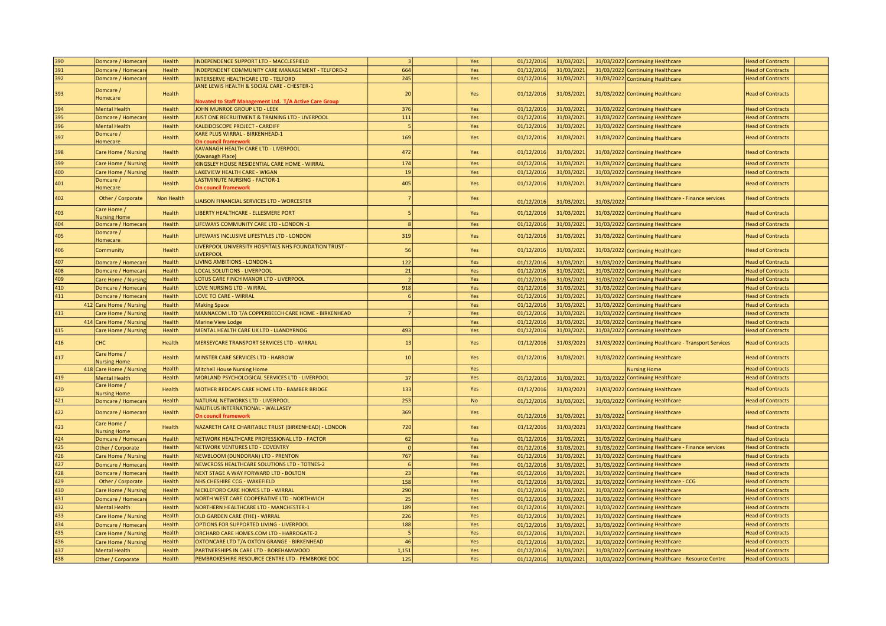| | | | | | | | | | | | | |
|---|---|---|---|---|---|---|---|---|---|---|---|---|
| 390 | Domcare / Homecare | Health | INDEPENDENCE SUPPORT LTD - MACCLESFIELD | 3 | | Yes | 01/12/2016 | 31/03/2021 | 31/03/2022 | Continuing Healthcare | Head of Contracts | |
| 391 | Domcare / Homecare | Health | INDEPENDENT COMMUNITY CARE MANAGEMENT - TELFORD-2 | 664 | | Yes | 01/12/2016 | 31/03/2021 | 31/03/2022 | Continuing Healthcare | Head of Contracts | |
| 392 | Domcare / Homecare | Health | INTERSERVE HEALTHCARE LTD - TELFORD | 245 | | Yes | 01/12/2016 | 31/03/2021 | 31/03/2022 | Continuing Healthcare | Head of Contracts | |
| 393 | Domcare / Homecare | Health | JANE LEWIS HEALTH & SOCIAL CARE - CHESTER-1 **Novated to Staff Management Ltd. T/A Active Care Group** | 20 | | Yes | 01/12/2016 | 31/03/2021 | 31/03/2022 | Continuing Healthcare | Head of Contracts | |
| 394 | Mental Health | Health | JOHN MUNROE GROUP LTD - LEEK | 376 | | Yes | 01/12/2016 | 31/03/2021 | 31/03/2022 | Continuing Healthcare | Head of Contracts | |
| 395 | Domcare / Homecare | Health | JUST ONE RECRUITMENT & TRAINING LTD - LIVERPOOL | 111 | | Yes | 01/12/2016 | 31/03/2021 | 31/03/2022 | Continuing Healthcare | Head of Contracts | |
| 396 | Mental Health | Health | KALEIDOSCOPE PROJECT - CARDIFF | 5 | | Yes | 01/12/2016 | 31/03/2021 | 31/03/2022 | Continuing Healthcare | Head of Contracts | |
| 397 | Domcare / Homecare | Health | KARE PLUS WIRRAL - BIRKENHEAD-1 **On council framework** | 169 | | Yes | 01/12/2016 | 31/03/2021 | 31/03/2022 | Continuing Healthcare | Head of Contracts | |
| 398 | Care Home / Nursing | Health | KAVANAGH HEALTH CARE LTD - LIVERPOOL (Kavanagh Place) | 472 | | Yes | 01/12/2016 | 31/03/2021 | 31/03/2022 | Continuing Healthcare | Head of Contracts | |
| 399 | Care Home / Nursing | Health | KINGSLEY HOUSE RESIDENTIAL CARE HOME - WIRRAL | 174 | | Yes | 01/12/2016 | 31/03/2021 | 31/03/2022 | Continuing Healthcare | Head of Contracts | |
| 400 | Care Home / Nursing | Health | LAKEVIEW HEALTH CARE - WIGAN | 19 | | Yes | 01/12/2016 | 31/03/2021 | 31/03/2022 | Continuing Healthcare | Head of Contracts | |
| 401 | Domcare / Homecare | Health | LASTMINUTE NURSING - FACTOR-1 **On council framework** | 405 | | Yes | 01/12/2016 | 31/03/2021 | 31/03/2022 | Continuing Healthcare | Head of Contracts | |
| 402 | Other / Corporate | Non Health | LIAISON FINANCIAL SERVICES LTD - WORCESTER | 7 | | Yes | 01/12/2016 | 31/03/2021 | 31/03/2022 | Continuing Healthcare - Finance services | Head of Contracts | |
| 403 | Care Home / Nursing Home | Health | LIBERTY HEALTHCARE - ELLESMERE PORT | 5 | | Yes | 01/12/2016 | 31/03/2021 | 31/03/2022 | Continuing Healthcare | Head of Contracts | |
| 404 | Domcare / Homecare | Health | LIFEWAYS COMMUNITY CARE LTD - LONDON -1 | 8 | | Yes | 01/12/2016 | 31/03/2021 | 31/03/2022 | Continuing Healthcare | Head of Contracts | |
| 405 | Domcare / Homecare | Health | LIFEWAYS INCLUSIVE LIFESTYLES LTD - LONDON | 319 | | Yes | 01/12/2016 | 31/03/2021 | 31/03/2022 | Continuing Healthcare | Head of Contracts | |
| 406 | Community | Health | LIVERPOOL UNIVERSITY HOSPITALS NHS FOUNDATION TRUST - LIVERPOOL | 56 | | Yes | 01/12/2016 | 31/03/2021 | 31/03/2022 | Continuing Healthcare | Head of Contracts | |
| 407 | Domcare / Homecare | Health | LIVING AMBITIONS - LONDON-1 | 122 | | Yes | 01/12/2016 | 31/03/2021 | 31/03/2022 | Continuing Healthcare | Head of Contracts | |
| 408 | Domcare / Homecare | Health | LOCAL SOLUTIONS - LIVERPOOL | 21 | | Yes | 01/12/2016 | 31/03/2021 | 31/03/2022 | Continuing Healthcare | Head of Contracts | |
| 409 | Care Home / Nursing | Health | LOTUS CARE FINCH MANOR LTD - LIVERPOOL | 2 | | Yes | 01/12/2016 | 31/03/2021 | 31/03/2022 | Continuing Healthcare | Head of Contracts | |
| 410 | Domcare / Homecare | Health | LOVE NURSING LTD - WIRRAL | 918 | | Yes | 01/12/2016 | 31/03/2021 | 31/03/2022 | Continuing Healthcare | Head of Contracts | |
| 411 | Domcare / Homecare | Health | LOVE TO CARE - WIRRAL | 6 | | Yes | 01/12/2016 | 31/03/2021 | 31/03/2022 | Continuing Healthcare | Head of Contracts | |
| 412 | Care Home / Nursing | Health | Making Space | | | Yes | 01/12/2016 | 31/03/2021 | 31/03/2022 | Continuing Healthcare | Head of Contracts | |
| 413 | Care Home / Nursing | Health | MANNACOM LTD T/A COPPERBEECH CARE HOME - BIRKENHEAD | 7 | | Yes | 01/12/2016 | 31/03/2021 | 31/03/2022 | Continuing Healthcare | Head of Contracts | |
| 414 | Care Home / Nursing | Health | Marine View Lodge | | | Yes | 01/12/2016 | 31/03/2021 | 31/03/2022 | Continuing Healthcare | Head of Contracts | |
| 415 | Care Home / Nursing | Health | MENTAL HEALTH CARE UK LTD - LLANDYRNOG | 493 | | Yes | 01/12/2016 | 31/03/2021 | 31/03/2022 | Continuing Healthcare | Head of Contracts | |
| 416 | CHC | Health | MERSEYCARE TRANSPORT SERVICES LTD - WIRRAL | 13 | | Yes | 01/12/2016 | 31/03/2021 | 31/03/2022 | Continuing Healthcare - Transport Services | Head of Contracts | |
| 417 | Care Home / Nursing Home | Health | MINSTER CARE SERVICES LTD - HARROW | 10 | | Yes | 01/12/2016 | 31/03/2021 | 31/03/2022 | Continuing Healthcare | Head of Contracts | |
| 418 | Care Home / Nursing | Health | Mitchell House Nursing Home | | | Yes | | | | Nursing Home | Head of Contracts | |
| 419 | Mental Health | Health | MORLAND PSYCHOLOGICAL SERVICES LTD - LIVERPOOL | 37 | | Yes | 01/12/2016 | 31/03/2021 | 31/03/2022 | Continuing Healthcare | Head of Contracts | |
| 420 | Care Home / Nursing Home | Health | MOTHER REDCAPS CARE HOME LTD - BAMBER BRIDGE | 133 | | Yes | 01/12/2016 | 31/03/2021 | 31/03/2022 | Continuing Healthcare | Head of Contracts | |
| 421 | Domcare / Homecare | Health | NATURAL NETWORKS LTD - LIVERPOOL | 253 | | No | 01/12/2016 | 31/03/2021 | 31/03/2022 | Continuing Healthcare | Head of Contracts | |
| 422 | Domcare / Homecare | Health | NAUTILUS INTERNATIONAL - WALLASEY **On council framework** | 369 | | Yes | 01/12/2016 | 31/03/2021 | 31/03/2022 | Continuing Healthcare | Head of Contracts | |
| 423 | Care Home / Nursing Home | Health | NAZARETH CARE CHARITABLE TRUST (BIRKENHEAD) - LONDON | 720 | | Yes | 01/12/2016 | 31/03/2021 | 31/03/2022 | Continuing Healthcare | Head of Contracts | |
| 424 | Domcare / Homecare | Health | NETWORK HEALTHCARE PROFESSIONAL LTD - FACTOR | 62 | | Yes | 01/12/2016 | 31/03/2021 | 31/03/2022 | Continuing Healthcare | Head of Contracts | |
| 425 | Other / Corporate | Health | NETWORK VENTURES LTD - COVENTRY | 0 | | Yes | 01/12/2016 | 31/03/2021 | 31/03/2022 | Continuing Healthcare - Finance services | Head of Contracts | |
| 426 | Care Home / Nursing | Health | NEWBLOOM (DUNDORAN) LTD - PRENTON | 767 | | Yes | 01/12/2016 | 31/03/2021 | 31/03/2022 | Continuing Healthcare | Head of Contracts | |
| 427 | Domcare / Homecare | Health | NEWCROSS HEALTHCARE SOLUTIONS LTD - TOTNES-2 | 6 | | Yes | 01/12/2016 | 31/03/2021 | 31/03/2022 | Continuing Healthcare | Head of Contracts | |
| 428 | Domcare / Homecare | Health | NEXT STAGE A WAY FORWARD LTD - BOLTON | 23 | | Yes | 01/12/2016 | 31/03/2021 | 31/03/2022 | Continuing Healthcare | Head of Contracts | |
| 429 | Other / Corporate | Health | NHS CHESHIRE CCG - WAKEFIELD | 158 | | Yes | 01/12/2016 | 31/03/2021 | 31/03/2022 | Continuing Healthcare - CCG | Head of Contracts | |
| 430 | Care Home / Nursing | Health | NICKLEFORD CARE HOMES LTD - WIRRAL | 290 | | Yes | 01/12/2016 | 31/03/2021 | 31/03/2022 | Continuing Healthcare | Head of Contracts | |
| 431 | Domcare / Homecare | Health | NORTH WEST CARE COOPERATIVE LTD - NORTHWICH | 25 | | Yes | 01/12/2016 | 31/03/2021 | 31/03/2022 | Continuing Healthcare | Head of Contracts | |
| 432 | Mental Health | Health | NORTHERN HEALTHCARE LTD - MANCHESTER-1 | 189 | | Yes | 01/12/2016 | 31/03/2021 | 31/03/2022 | Continuing Healthcare | Head of Contracts | |
| 433 | Care Home / Nursing | Health | OLD GARDEN CARE (THE) - WIRRAL | 226 | | Yes | 01/12/2016 | 31/03/2021 | 31/03/2022 | Continuing Healthcare | Head of Contracts | |
| 434 | Domcare / Homecare | Health | OPTIONS FOR SUPPORTED LIVING - LIVERPOOL | 188 | | Yes | 01/12/2016 | 31/03/2021 | 31/03/2022 | Continuing Healthcare | Head of Contracts | |
| 435 | Care Home / Nursing | Health | ORCHARD CARE HOMES.COM LTD - HARROGATE-2 | 5 | | Yes | 01/12/2016 | 31/03/2021 | 31/03/2022 | Continuing Healthcare | Head of Contracts | |
| 436 | Care Home / Nursing | Health | OXTONCARE LTD T/A OXTON GRANGE - BIRKENHEAD | 46 | | Yes | 01/12/2016 | 31/03/2021 | 31/03/2022 | Continuing Healthcare | Head of Contracts | |
| 437 | Mental Health | Health | PARTNERSHIPS IN CARE LTD - BOREHAMWOOD | 1,151 | | Yes | 01/12/2016 | 31/03/2021 | 31/03/2022 | Continuing Healthcare | Head of Contracts | |
| 438 | Other / Corporate | Health | PEMBROKESHIRE RESOURCE CENTRE LTD - PEMBROKE DOC | 125 | | Yes | 01/12/2016 | 31/03/2021 | 31/03/2022 | Continuing Healthcare - Resource Centre | Head of Contracts | |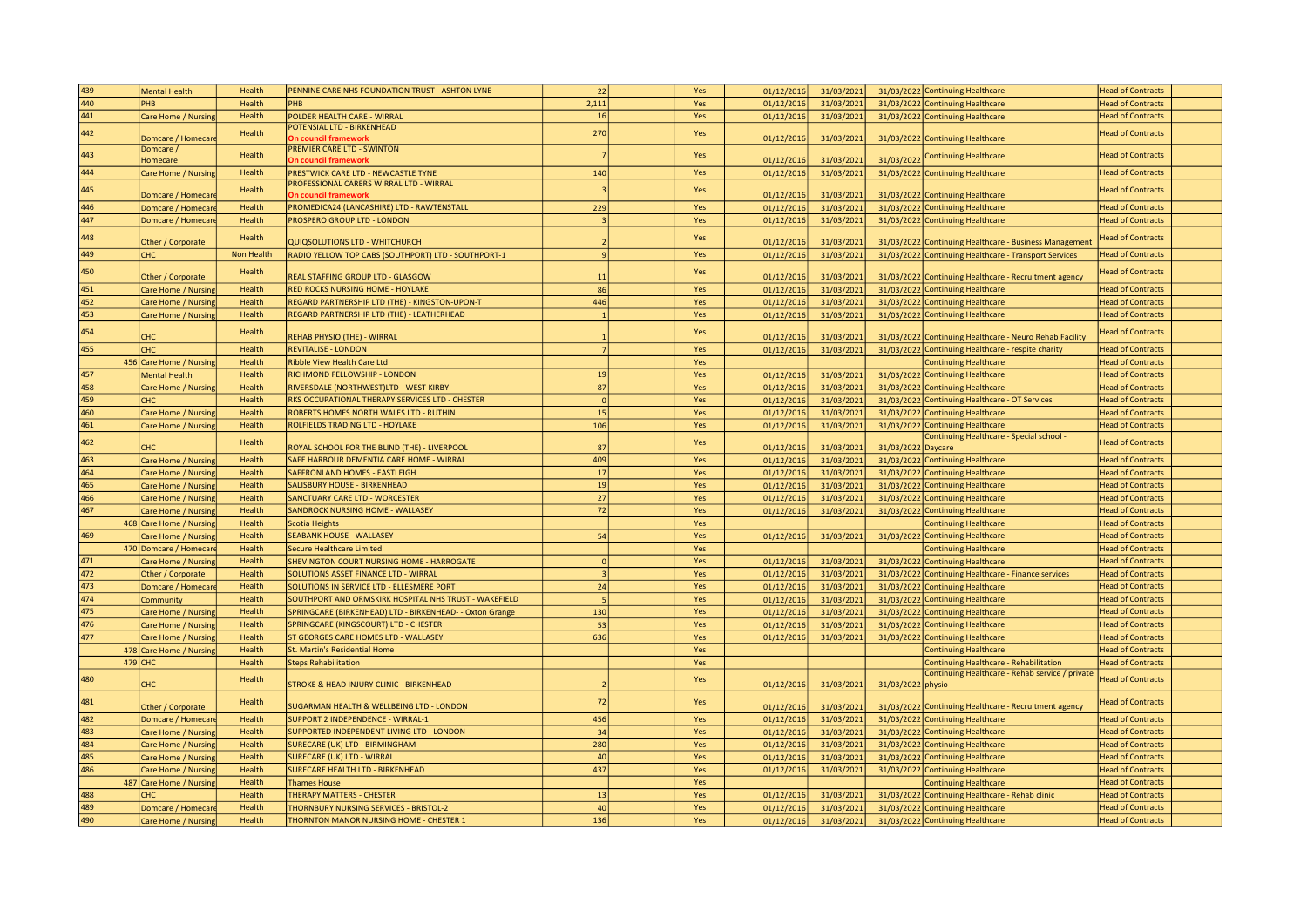| | | | | | | | | | | | |
|---|---|---|---|---|---|---|---|---|---|---|---|
| 439 | Mental Health | Health | PENNINE CARE NHS FOUNDATION TRUST - ASHTON LYNE | 22 | | Yes | 01/12/2016 | 31/03/2021 | 31/03/2022 | Continuing Healthcare | Head of Contracts |
| 440 | PHB | Health | PHB | 2,111 | | Yes | 01/12/2016 | 31/03/2021 | 31/03/2022 | Continuing Healthcare | Head of Contracts |
| 441 | Care Home / Nursing | Health | POLDER HEALTH CARE - WIRRAL | 16 | | Yes | 01/12/2016 | 31/03/2021 | 31/03/2022 | Continuing Healthcare | Head of Contracts |
| 442 | Domcare / Homecare | Health | POTENSIAL LTD - BIRKENHEAD **On council framework** | 270 | | Yes | 01/12/2016 | 31/03/2021 | 31/03/2022 | Continuing Healthcare | Head of Contracts |
| 443 | Domcare / Homecare | Health | PREMIER CARE LTD - SWINTON **On council framework** | 7 | | Yes | 01/12/2016 | 31/03/2021 | 31/03/2022 | Continuing Healthcare | Head of Contracts |
| 444 | Care Home / Nursing | Health | PRESTWICK CARE LTD - NEWCASTLE TYNE | 140 | | Yes | 01/12/2016 | 31/03/2021 | 31/03/2022 | Continuing Healthcare | Head of Contracts |
| 445 | Domcare / Homecare | Health | PROFESSIONAL CARERS WIRRAL LTD - WIRRAL **On council framework** | 3 | | Yes | 01/12/2016 | 31/03/2021 | 31/03/2022 | Continuing Healthcare | Head of Contracts |
| 446 | Domcare / Homecare | Health | PROMEDICA24 (LANCASHIRE) LTD - RAWTENSTALL | 229 | | Yes | 01/12/2016 | 31/03/2021 | 31/03/2022 | Continuing Healthcare | Head of Contracts |
| 447 | Domcare / Homecare | Health | PROSPERO GROUP LTD - LONDON | 3 | | Yes | 01/12/2016 | 31/03/2021 | 31/03/2022 | Continuing Healthcare | Head of Contracts |
| 448 | Other / Corporate | Health | QUIQSOLUTIONS LTD - WHITCHURCH | 2 | | Yes | 01/12/2016 | 31/03/2021 | 31/03/2022 | Continuing Healthcare - Business Management | Head of Contracts |
| 449 | CHC | Non Health | RADIO YELLOW TOP CABS (SOUTHPORT) LTD - SOUTHPORT-1 | 9 | | Yes | 01/12/2016 | 31/03/2021 | 31/03/2022 | Continuing Healthcare - Transport Services | Head of Contracts |
| 450 | Other / Corporate | Health | REAL STAFFING GROUP LTD - GLASGOW | 11 | | Yes | 01/12/2016 | 31/03/2021 | 31/03/2022 | Continuing Healthcare - Recruitment agency | Head of Contracts |
| 451 | Care Home / Nursing | Health | RED ROCKS NURSING HOME - HOYLAKE | 86 | | Yes | 01/12/2016 | 31/03/2021 | 31/03/2022 | Continuing Healthcare | Head of Contracts |
| 452 | Care Home / Nursing | Health | REGARD PARTNERSHIP LTD (THE) - KINGSTON-UPON-T | 446 | | Yes | 01/12/2016 | 31/03/2021 | 31/03/2022 | Continuing Healthcare | Head of Contracts |
| 453 | Care Home / Nursing | Health | REGARD PARTNERSHIP LTD (THE) - LEATHERHEAD | 1 | | Yes | 01/12/2016 | 31/03/2021 | 31/03/2022 | Continuing Healthcare | Head of Contracts |
| 454 | CHC | Health | REHAB PHYSIO (THE) - WIRRAL | 1 | | Yes | 01/12/2016 | 31/03/2021 | 31/03/2022 | Continuing Healthcare - Neuro Rehab Facility | Head of Contracts |
| 455 | CHC | Health | REVITALISE - LONDON | 7 | | Yes | 01/12/2016 | 31/03/2021 | 31/03/2022 | Continuing Healthcare - respite charity | Head of Contracts |
| 456 | Care Home / Nursing | Health | Ribble View Health Care Ltd | | | Yes | | | | Continuing Healthcare | Head of Contracts |
| 457 | Mental Health | Health | RICHMOND FELLOWSHIP - LONDON | 19 | | Yes | 01/12/2016 | 31/03/2021 | 31/03/2022 | Continuing Healthcare | Head of Contracts |
| 458 | Care Home / Nursing | Health | RIVERSDALE (NORTHWEST)LTD - WEST KIRBY | 87 | | Yes | 01/12/2016 | 31/03/2021 | 31/03/2022 | Continuing Healthcare | Head of Contracts |
| 459 | CHC | Health | RKS OCCUPATIONAL THERAPY SERVICES LTD - CHESTER | 0 | | Yes | 01/12/2016 | 31/03/2021 | 31/03/2022 | Continuing Healthcare - OT Services | Head of Contracts |
| 460 | Care Home / Nursing | Health | ROBERTS HOMES NORTH WALES LTD - RUTHIN | 15 | | Yes | 01/12/2016 | 31/03/2021 | 31/03/2022 | Continuing Healthcare | Head of Contracts |
| 461 | Care Home / Nursing | Health | ROLFIELDS TRADING LTD - HOYLAKE | 106 | | Yes | 01/12/2016 | 31/03/2021 | 31/03/2022 | Continuing Healthcare | Head of Contracts |
| 462 | CHC | Health | ROYAL SCHOOL FOR THE BLIND (THE) - LIVERPOOL | 87 | | Yes | 01/12/2016 | 31/03/2021 | 31/03/2022 | Continuing Healthcare - Special school - Daycare | Head of Contracts |
| 463 | Care Home / Nursing | Health | SAFE HARBOUR DEMENTIA CARE HOME - WIRRAL | 409 | | Yes | 01/12/2016 | 31/03/2021 | 31/03/2022 | Continuing Healthcare | Head of Contracts |
| 464 | Care Home / Nursing | Health | SAFFRONLAND HOMES - EASTLEIGH | 17 | | Yes | 01/12/2016 | 31/03/2021 | 31/03/2022 | Continuing Healthcare | Head of Contracts |
| 465 | Care Home / Nursing | Health | SALISBURY HOUSE - BIRKENHEAD | 19 | | Yes | 01/12/2016 | 31/03/2021 | 31/03/2022 | Continuing Healthcare | Head of Contracts |
| 466 | Care Home / Nursing | Health | SANCTUARY CARE LTD - WORCESTER | 27 | | Yes | 01/12/2016 | 31/03/2021 | 31/03/2022 | Continuing Healthcare | Head of Contracts |
| 467 | Care Home / Nursing | Health | SANDROCK NURSING HOME - WALLASEY | 72 | | Yes | 01/12/2016 | 31/03/2021 | 31/03/2022 | Continuing Healthcare | Head of Contracts |
| 468 | Care Home / Nursing | Health | Scotia Heights | | | Yes | | | | Continuing Healthcare | Head of Contracts |
| 469 | Care Home / Nursing | Health | SEABANK HOUSE - WALLASEY | 54 | | Yes | 01/12/2016 | 31/03/2021 | 31/03/2022 | Continuing Healthcare | Head of Contracts |
| 470 | Domcare / Homecare | Health | Secure Healthcare Limited | | | Yes | | | | Continuing Healthcare | Head of Contracts |
| 471 | Care Home / Nursing | Health | SHEVINGTON COURT NURSING HOME - HARROGATE | 0 | | Yes | 01/12/2016 | 31/03/2021 | 31/03/2022 | Continuing Healthcare | Head of Contracts |
| 472 | Other / Corporate | Health | SOLUTIONS ASSET FINANCE LTD - WIRRAL | 3 | | Yes | 01/12/2016 | 31/03/2021 | 31/03/2022 | Continuing Healthcare - Finance services | Head of Contracts |
| 473 | Domcare / Homecare | Health | SOLUTIONS IN SERVICE LTD - ELLESMERE PORT | 24 | | Yes | 01/12/2016 | 31/03/2021 | 31/03/2022 | Continuing Healthcare | Head of Contracts |
| 474 | Community | Health | SOUTHPORT AND ORMSKIRK HOSPITAL NHS TRUST - WAKEFIELD | 5 | | Yes | 01/12/2016 | 31/03/2021 | 31/03/2022 | Continuing Healthcare | Head of Contracts |
| 475 | Care Home / Nursing | Health | SPRINGCARE (BIRKENHEAD) LTD - BIRKENHEAD- - Oxton Grange | 130 | | Yes | 01/12/2016 | 31/03/2021 | 31/03/2022 | Continuing Healthcare | Head of Contracts |
| 476 | Care Home / Nursing | Health | SPRINGCARE (KINGSCOURT) LTD - CHESTER | 53 | | Yes | 01/12/2016 | 31/03/2021 | 31/03/2022 | Continuing Healthcare | Head of Contracts |
| 477 | Care Home / Nursing | Health | ST GEORGES CARE HOMES LTD - WALLASEY | 636 | | Yes | 01/12/2016 | 31/03/2021 | 31/03/2022 | Continuing Healthcare | Head of Contracts |
| 478 | Care Home / Nursing | Health | St. Martin's Residential Home | | | Yes | | | | Continuing Healthcare | Head of Contracts |
| 479 | CHC | Health | Steps Rehabilitation | | | Yes | | | | Continuing Healthcare - Rehabilitation | Head of Contracts |
| 480 | CHC | Health | STROKE & HEAD INJURY CLINIC - BIRKENHEAD | 2 | | Yes | 01/12/2016 | 31/03/2021 | 31/03/2022 | Continuing Healthcare - Rehab service / private physio | Head of Contracts |
| 481 | Other / Corporate | Health | SUGARMAN HEALTH & WELLBEING LTD - LONDON | 72 | | Yes | 01/12/2016 | 31/03/2021 | 31/03/2022 | Continuing Healthcare - Recruitment agency | Head of Contracts |
| 482 | Domcare / Homecare | Health | SUPPORT 2 INDEPENDENCE - WIRRAL-1 | 456 | | Yes | 01/12/2016 | 31/03/2021 | 31/03/2022 | Continuing Healthcare | Head of Contracts |
| 483 | Care Home / Nursing | Health | SUPPORTED INDEPENDENT LIVING LTD - LONDON | 34 | | Yes | 01/12/2016 | 31/03/2021 | 31/03/2022 | Continuing Healthcare | Head of Contracts |
| 484 | Care Home / Nursing | Health | SURECARE (UK) LTD - BIRMINGHAM | 280 | | Yes | 01/12/2016 | 31/03/2021 | 31/03/2022 | Continuing Healthcare | Head of Contracts |
| 485 | Care Home / Nursing | Health | SURECARE (UK) LTD - WIRRAL | 40 | | Yes | 01/12/2016 | 31/03/2021 | 31/03/2022 | Continuing Healthcare | Head of Contracts |
| 486 | Care Home / Nursing | Health | SURECARE HEALTH LTD - BIRKENHEAD | 437 | | Yes | 01/12/2016 | 31/03/2021 | 31/03/2022 | Continuing Healthcare | Head of Contracts |
| 487 | Care Home / Nursing | Health | Thames House | | | Yes | | | | Continuing Healthcare | Head of Contracts |
| 488 | CHC | Health | THERAPY MATTERS - CHESTER | 13 | | Yes | 01/12/2016 | 31/03/2021 | 31/03/2022 | Continuing Healthcare - Rehab clinic | Head of Contracts |
| 489 | Domcare / Homecare | Health | THORNBURY NURSING SERVICES - BRISTOL-2 | 40 | | Yes | 01/12/2016 | 31/03/2021 | 31/03/2022 | Continuing Healthcare | Head of Contracts |
| 490 | Care Home / Nursing | Health | THORNTON MANOR NURSING HOME - CHESTER 1 | 136 | | Yes | 01/12/2016 | 31/03/2021 | 31/03/2022 | Continuing Healthcare | Head of Contracts |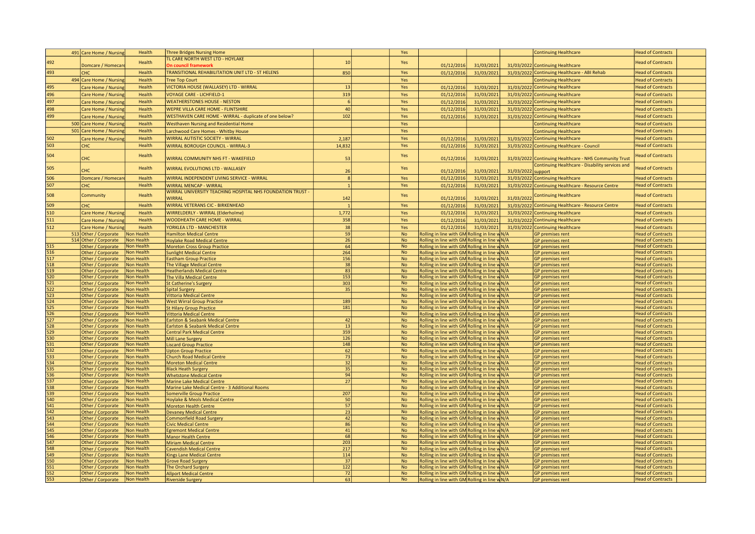| | | | | | | | | | | | |
|---|---|---|---|---|---|---|---|---|---|---|---|
| 491 | Care Home / Nursing | Health | Three Bridges Nursing Home | | | Yes | | | | Continuing Healthcare | Head of Contracts |
| 492 | Domcare / Homecare | Health | TL CARE NORTH WEST LTD - HOYLAKE On council framework | 10 | | Yes | 01/12/2016 | 31/03/2021 | 31/03/2022 | Continuing Healthcare | Head of Contracts |
| 493 | CHC | Health | TRANSITIONAL REHABILITATION UNIT LTD - ST HELENS | 850 | | Yes | 01/12/2016 | 31/03/2021 | 31/03/2022 | Continuing Healthcare - ABI Rehab | Head of Contracts |
| 494 | Care Home / Nursing | Health | Tree Top Court | | | Yes | | | | Continuing Healthcare | Head of Contracts |
| 495 | Care Home / Nursing | Health | VICTORIA HOUSE (WALLASEY) LTD - WIRRAL | 13 | | Yes | 01/12/2016 | 31/03/2021 | 31/03/2022 | Continuing Healthcare | Head of Contracts |
| 496 | Care Home / Nursing | Health | VOYAGE CARE - LICHFIELD-1 | 319 | | Yes | 01/12/2016 | 31/03/2021 | 31/03/2022 | Continuing Healthcare | Head of Contracts |
| 497 | Care Home / Nursing | Health | WEATHERSTONES HOUSE - NESTON | 6 | | Yes | 01/12/2016 | 31/03/2021 | 31/03/2022 | Continuing Healthcare | Head of Contracts |
| 498 | Care Home / Nursing | Health | WEPRE VILLA CARE HOME - FLINTSHIRE | 40 | | Yes | 01/12/2016 | 31/03/2021 | 31/03/2022 | Continuing Healthcare | Head of Contracts |
| 499 | Care Home / Nursing | Health | WESTHAVEN CARE HOME - WIRRAL - duplicate of one below? | 102 | | Yes | 01/12/2016 | 31/03/2021 | 31/03/2022 | Continuing Healthcare | Head of Contracts |
| 500 | Care Home / Nursing | Health | Westhaven Nursing and Residential Home | | | Yes | | | | Continuing Healthcare | Head of Contracts |
| 501 | Care Home / Nursing | Health | Larchwood Care Homes - Whitby House | | | Yes | | | | Continuing Healthcare | Head of Contracts |
| 502 | Care Home / Nursing | Health | WIRRAL AUTISTIC SOCIETY - WIRRAL | 2,187 | | Yes | 01/12/2016 | 31/03/2021 | 31/03/2022 | Continuing Healthcare | Head of Contracts |
| 503 | CHC | Health | WIRRAL BOROUGH COUNCIL - WIRRAL-3 | 14,832 | | Yes | 01/12/2016 | 31/03/2021 | 31/03/2022 | Continuing Healthcare - Council | Head of Contracts |
| 504 | CHC | Health | WIRRAL COMMUNITY NHS FT - WAKEFIELD | 53 | | Yes | 01/12/2016 | 31/03/2021 | 31/03/2022 | Continuing Healthcare - NHS Community Trust | Head of Contracts |
| 505 | CHC | Health | WIRRAL EVOLUTIONS LTD - WALLASEY | 26 | | Yes | 01/12/2016 | 31/03/2021 | 31/03/2022 | Continuing Healthcare - Disability services and support | Head of Contracts |
| 506 | Domcare / Homecare | Health | WIRRAL INDEPENDENT LIVING SERVICE - WIRRAL | 8 | | Yes | 01/12/2016 | 31/03/2021 | 31/03/2022 | Continuing Healthcare | Head of Contracts |
| 507 | CHC | Health | WIRRAL MENCAP - WIRRAL | 1 | | Yes | 01/12/2016 | 31/03/2021 | 31/03/2022 | Continuing Healthcare - Resource Centre | Head of Contracts |
| 508 | Community | Health | WIRRAL UNIVERSITY TEACHING HOSPITAL NHS FOUNDATION TRUST - WIRRAL | 142 | | Yes | 01/12/2016 | 31/03/2021 | 31/03/2022 | Continuing Healthcare | Head of Contracts |
| 509 | CHC | Health | WIRRAL VETERANS CIC - BIRKENHEAD | 1 | | Yes | 01/12/2016 | 31/03/2021 | 31/03/2022 | Continuing Healthcare - Resource Centre | Head of Contracts |
| 510 | Care Home / Nursing | Health | WIRRELDERLY - WIRRAL (Elderholme) | 1,772 | | Yes | 01/12/2016 | 31/03/2021 | 31/03/2022 | Continuing Healthcare | Head of Contracts |
| 511 | Care Home / Nursing | Health | WOODHEATH CARE HOME - WIRRAL | 358 | | Yes | 01/12/2016 | 31/03/2021 | 31/03/2022 | Continuing Healthcare | Head of Contracts |
| 512 | Care Home / Nursing | Health | YORKLEA LTD - MANCHESTER | 38 | | Yes | 01/12/2016 | 31/03/2021 | 31/03/2022 | Continuing Healthcare | Head of Contracts |
| 513 | Other / Corporate | Non Health | Hamilton Medical Centre | 59 | | No | Rolling in line with GM | Rolling in line w | N/A | GP premises rent | Head of Contracts |
| 514 | Other / Corporate | Non Health | Hoylake Road Medical Centre | 26 | | No | Rolling in line with GM | Rolling in line w | N/A | GP premises rent | Head of Contracts |
| 515 | Other / Corporate | Non Health | Moreton Cross Group Practice | 64 | | No | Rolling in line with GM | Rolling in line w | N/A | GP premises rent | Head of Contracts |
| 516 | Other / Corporate | Non Health | Sunlight Medical Centre | 264 | | No | Rolling in line with GM | Rolling in line w | N/A | GP premises rent | Head of Contracts |
| 517 | Other / Corporate | Non Health | Eastham Group Practice | 156 | | No | Rolling in line with GM | Rolling in line w | N/A | GP premises rent | Head of Contracts |
| 518 | Other / Corporate | Non Health | The Village Medical Centre | 38 | | No | Rolling in line with GM | Rolling in line w | N/A | GP premises rent | Head of Contracts |
| 519 | Other / Corporate | Non Health | Heatherlands Medical Centre | 83 | | No | Rolling in line with GM | Rolling in line w | N/A | GP premises rent | Head of Contracts |
| 520 | Other / Corporate | Non Health | The Villa Medical Centre | 153 | | No | Rolling in line with GM | Rolling in line w | N/A | GP premises rent | Head of Contracts |
| 521 | Other / Corporate | Non Health | St Catherine's Surgery | 303 | | No | Rolling in line with GM | Rolling in line w | N/A | GP premises rent | Head of Contracts |
| 522 | Other / Corporate | Non Health | Spital Surgery | 35 | | No | Rolling in line with GM | Rolling in line w | N/A | GP premises rent | Head of Contracts |
| 523 | Other / Corporate | Non Health | Vittoria Medical Centre | | | No | Rolling in line with GM | Rolling in line w | N/A | GP premises rent | Head of Contracts |
| 524 | Other / Corporate | Non Health | West Wirral Group Practice | 189 | | No | Rolling in line with GM | Rolling in line w | N/A | GP premises rent | Head of Contracts |
| 525 | Other / Corporate | Non Health | St Hilary Group Practice | 181 | | No | Rolling in line with GM | Rolling in line w | N/A | GP premises rent | Head of Contracts |
| 526 | Other / Corporate | Non Health | Vittoria Medical Centre | | | No | Rolling in line with GM | Rolling in line w | N/A | GP premises rent | Head of Contracts |
| 527 | Other / Corporate | Non Health | Earlston & Seabank Medical Centre | 42 | | No | Rolling in line with GM | Rolling in line w | N/A | GP premises rent | Head of Contracts |
| 528 | Other / Corporate | Non Health | Earlston & Seabank Medical Centre | 13 | | No | Rolling in line with GM | Rolling in line w | N/A | GP premises rent | Head of Contracts |
| 529 | Other / Corporate | Non Health | Central Park Medical Centre | 359 | | No | Rolling in line with GM | Rolling in line w | N/A | GP premises rent | Head of Contracts |
| 530 | Other / Corporate | Non Health | Mill Lane Surgery | 126 | | No | Rolling in line with GM | Rolling in line w | N/A | GP premises rent | Head of Contracts |
| 531 | Other / Corporate | Non Health | Liscard Group Practice | 148 | | No | Rolling in line with GM | Rolling in line w | N/A | GP premises rent | Head of Contracts |
| 532 | Other / Corporate | Non Health | Upton Group Practice | 62 | | No | Rolling in line with GM | Rolling in line w | N/A | GP premises rent | Head of Contracts |
| 533 | Other / Corporate | Non Health | Church Road Medical Centre | 73 | | No | Rolling in line with GM | Rolling in line w | N/A | GP premises rent | Head of Contracts |
| 534 | Other / Corporate | Non Health | Moreton Medical Centre | 32 | | No | Rolling in line with GM | Rolling in line w | N/A | GP premises rent | Head of Contracts |
| 535 | Other / Corporate | Non Health | Black Heath Surgery | 35 | | No | Rolling in line with GM | Rolling in line w | N/A | GP premises rent | Head of Contracts |
| 536 | Other / Corporate | Non Health | Whetstone Medical Centre | 94 | | No | Rolling in line with GM | Rolling in line w | N/A | GP premises rent | Head of Contracts |
| 537 | Other / Corporate | Non Health | Marine Lake Medical Centre | 27 | | No | Rolling in line with GM | Rolling in line w | N/A | GP premises rent | Head of Contracts |
| 538 | Other / Corporate | Non Health | Marine Lake Medical Centre - 3 Additional Rooms | | | No | Rolling in line with GM | Rolling in line w | N/A | GP premises rent | Head of Contracts |
| 539 | Other / Corporate | Non Health | Somerville Group Practice | 207 | | No | Rolling in line with GM | Rolling in line w | N/A | GP premises rent | Head of Contracts |
| 540 | Other / Corporate | Non Health | Hoylake & Meols Medical Centre | 50 | | No | Rolling in line with GM | Rolling in line w | N/A | GP premises rent | Head of Contracts |
| 541 | Other / Corporate | Non Health | Moreton Health Centre | 57 | | No | Rolling in line with GM | Rolling in line w | N/A | GP premises rent | Head of Contracts |
| 542 | Other / Corporate | Non Health | Devaney Medical Centre | 23 | | No | Rolling in line with GM | Rolling in line w | N/A | GP premises rent | Head of Contracts |
| 543 | Other / Corporate | Non Health | Commonfield Road Surgery | 42 | | No | Rolling in line with GM | Rolling in line w | N/A | GP premises rent | Head of Contracts |
| 544 | Other / Corporate | Non Health | Civic Medical Centre | 86 | | No | Rolling in line with GM | Rolling in line w | N/A | GP premises rent | Head of Contracts |
| 545 | Other / Corporate | Non Health | Egremont Medical Centre | 41 | | No | Rolling in line with GM | Rolling in line w | N/A | GP premises rent | Head of Contracts |
| 546 | Other / Corporate | Non Health | Manor Health Centre | 68 | | No | Rolling in line with GM | Rolling in line w | N/A | GP premises rent | Head of Contracts |
| 547 | Other / Corporate | Non Health | Miriam Medical Centre | 203 | | No | Rolling in line with GM | Rolling in line w | N/A | GP premises rent | Head of Contracts |
| 548 | Other / Corporate | Non Health | Cavendish Medical Centre | 217 | | No | Rolling in line with GM | Rolling in line w | N/A | GP premises rent | Head of Contracts |
| 549 | Other / Corporate | Non Health | Kings Lane Medical Centre | 114 | | No | Rolling in line with GM | Rolling in line w | N/A | GP premises rent | Head of Contracts |
| 550 | Other / Corporate | Non Health | Grove Road Surgery | 37 | | No | Rolling in line with GM | Rolling in line w | N/A | GP premises rent | Head of Contracts |
| 551 | Other / Corporate | Non Health | The Orchard Surgery | 122 | | No | Rolling in line with GM | Rolling in line w | N/A | GP premises rent | Head of Contracts |
| 552 | Other / Corporate | Non Health | Allport Medical Centre | 72 | | No | Rolling in line with GM | Rolling in line w | N/A | GP premises rent | Head of Contracts |
| 553 | Other / Corporate | Non Health | Riverside Surgery | 63 | | No | Rolling in line with GM | Rolling in line w | N/A | GP premises rent | Head of Contracts |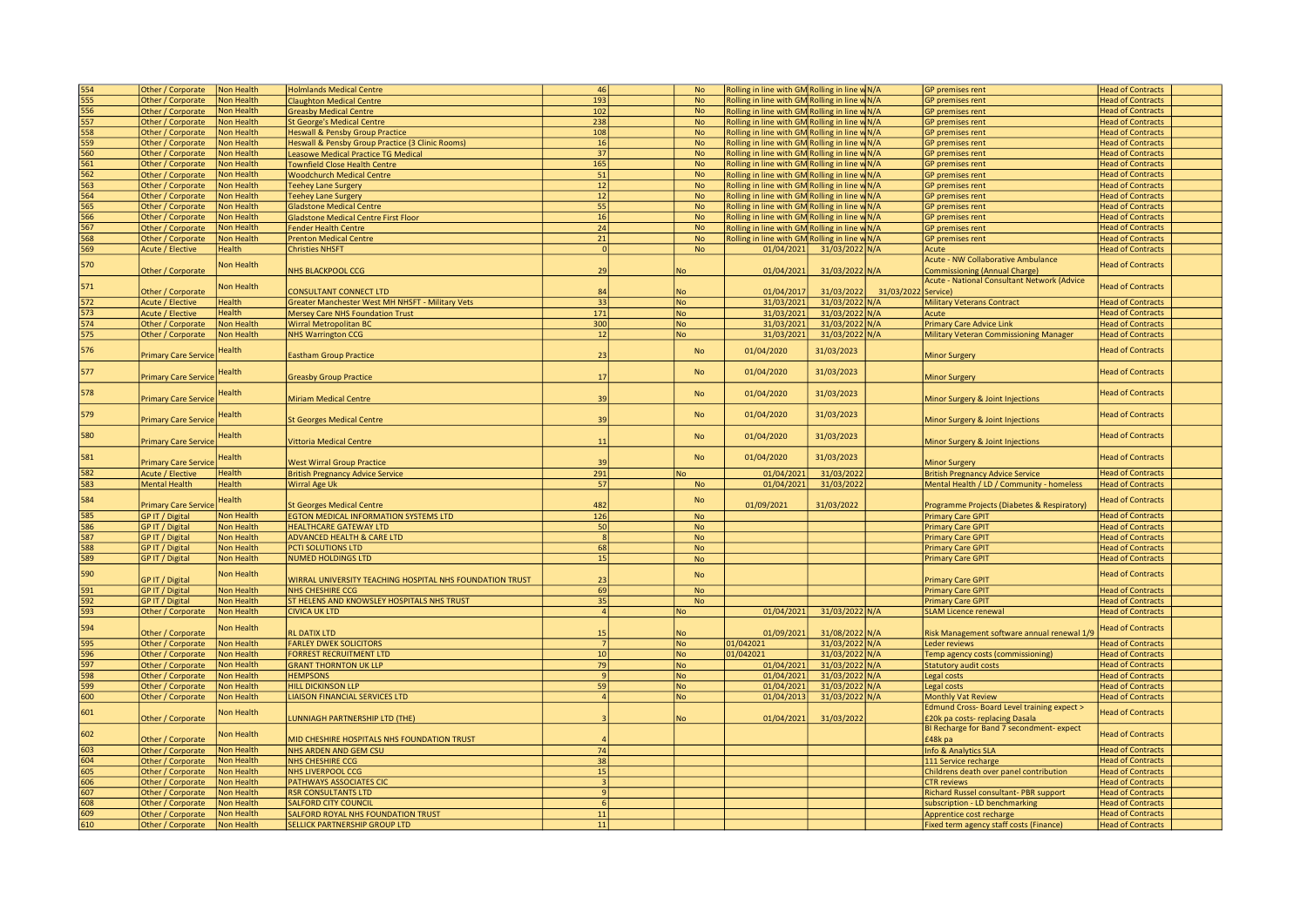| | | | | | | | | | | | | |
|---|---|---|---|---|---|---|---|---|---|---|---|---|
| 554 | Other / Corporate | Non Health | Holmlands Medical Centre | 46 | | No | Rolling in line with GM | Rolling in line w | N/A | GP premises rent | Head of Contracts | |
| 555 | Other / Corporate | Non Health | Claughton Medical Centre | 193 | | No | Rolling in line with GM | Rolling in line w | N/A | GP premises rent | Head of Contracts | |
| 556 | Other / Corporate | Non Health | Greasby Medical Centre | 102 | | No | Rolling in line with GM | Rolling in line w | N/A | GP premises rent | Head of Contracts | |
| 557 | Other / Corporate | Non Health | St George's Medical Centre | 238 | | No | Rolling in line with GM | Rolling in line w | N/A | GP premises rent | Head of Contracts | |
| 558 | Other / Corporate | Non Health | Heswall & Pensby Group Practice | 108 | | No | Rolling in line with GM | Rolling in line w | N/A | GP premises rent | Head of Contracts | |
| 559 | Other / Corporate | Non Health | Heswall & Pensby Group Practice (3 Clinic Rooms) | 16 | | No | Rolling in line with GM | Rolling in line w | N/A | GP premises rent | Head of Contracts | |
| 560 | Other / Corporate | Non Health | Leasowe Medical Practice TG Medical | 37 | | No | Rolling in line with GM | Rolling in line w | N/A | GP premises rent | Head of Contracts | |
| 561 | Other / Corporate | Non Health | Townfield Close Health Centre | 165 | | No | Rolling in line with GM | Rolling in line w | N/A | GP premises rent | Head of Contracts | |
| 562 | Other / Corporate | Non Health | Woodchurch Medical Centre | 51 | | No | Rolling in line with GM | Rolling in line w | N/A | GP premises rent | Head of Contracts | |
| 563 | Other / Corporate | Non Health | Teehey Lane Surgery | 12 | | No | Rolling in line with GM | Rolling in line w | N/A | GP premises rent | Head of Contracts | |
| 564 | Other / Corporate | Non Health | Teehey Lane Surgery | 12 | | No | Rolling in line with GM | Rolling in line w | N/A | GP premises rent | Head of Contracts | |
| 565 | Other / Corporate | Non Health | Gladstone Medical Centre | 55 | | No | Rolling in line with GM | Rolling in line w | N/A | GP premises rent | Head of Contracts | |
| 566 | Other / Corporate | Non Health | Gladstone Medical Centre First Floor | 16 | | No | Rolling in line with GM | Rolling in line w | N/A | GP premises rent | Head of Contracts | |
| 567 | Other / Corporate | Non Health | Fender Health Centre | 24 | | No | Rolling in line with GM | Rolling in line w | N/A | GP premises rent | Head of Contracts | |
| 568 | Other / Corporate | Non Health | Prenton Medical Centre | 21 | | No | Rolling in line with GM | Rolling in line w | N/A | GP premises rent | Head of Contracts | |
| 569 | Acute / Elective | Health | Christies NHSFT | 0 | | No | 01/04/2021 | 31/03/2022 | N/A | Acute | Head of Contracts | |
| 570 | Other / Corporate | Non Health | NHS BLACKPOOL CCG | 29 | | No | 01/04/2021 | 31/03/2022 | N/A | Acute - NW Collaborative Ambulance Commissioning (Annual Charge) | Head of Contracts | |
| 571 | Other / Corporate | Non Health | CONSULTANT CONNECT LTD | 84 | | No | 01/04/2017 | 31/03/2022 | 31/03/2022 | Acute - National Consultant Network (Advice Service) | Head of Contracts | |
| 572 | Acute / Elective | Health | Greater Manchester West MH NHSFT - Military Vets | 33 | | No | 31/03/2021 | 31/03/2022 | N/A | Military Veterans Contract | Head of Contracts | |
| 573 | Acute / Elective | Health | Mersey Care NHS Foundation Trust | 171 | | No | 31/03/2021 | 31/03/2022 | N/A | Acute | Head of Contracts | |
| 574 | Other / Corporate | Non Health | Wirral Metropolitan BC | 300 | | No | 31/03/2021 | 31/03/2022 | N/A | Primary Care Advice Link | Head of Contracts | |
| 575 | Other / Corporate | Non Health | NHS Warrington CCG | 12 | | No | 31/03/2021 | 31/03/2022 | N/A | Military Veteran Commissioning Manager | Head of Contracts | |
| 576 | Primary Care Service | Health | Eastham Group Practice | 23 | | No | 01/04/2020 | 31/03/2023 | | Minor Surgery | Head of Contracts | |
| 577 | Primary Care Service | Health | Greasby Group Practice | 17 | | No | 01/04/2020 | 31/03/2023 | | Minor Surgery | Head of Contracts | |
| 578 | Primary Care Service | Health | Miriam Medical Centre | 39 | | No | 01/04/2020 | 31/03/2023 | | Minor Surgery & Joint Injections | Head of Contracts | |
| 579 | Primary Care Service | Health | St Georges Medical Centre | 39 | | No | 01/04/2020 | 31/03/2023 | | Minor Surgery & Joint Injections | Head of Contracts | |
| 580 | Primary Care Service | Health | Vittoria Medical Centre | 11 | | No | 01/04/2020 | 31/03/2023 | | Minor Surgery & Joint Injections | Head of Contracts | |
| 581 | Primary Care Service | Health | West Wirral Group Practice | 39 | | No | 01/04/2020 | 31/03/2023 | | Minor Surgery | Head of Contracts | |
| 582 | Acute / Elective | Health | British Pregnancy Advice Service | 291 | | No | 01/04/2021 | 31/03/2022 | | British Pregnancy Advice Service | Head of Contracts | |
| 583 | Mental Health | Health | Wirral Age Uk | 57 | | No | 01/04/2021 | 31/03/2022 | | Mental Health / LD / Community - homeless | Head of Contracts | |
| 584 | Primary Care Service | Health | St Georges Medical Centre | 482 | | No | 01/09/2021 | 31/03/2022 | | Programme Projects (Diabetes & Respiratory) | Head of Contracts | |
| 585 | GP IT / Digital | Non Health | EGTON MEDICAL INFORMATION SYSTEMS LTD | 126 | | No | | | | Primary Care GPIT | Head of Contracts | |
| 586 | GP IT / Digital | Non Health | HEALTHCARE GATEWAY LTD | 50 | | No | | | | Primary Care GPIT | Head of Contracts | |
| 587 | GP IT / Digital | Non Health | ADVANCED HEALTH & CARE LTD | 8 | | No | | | | Primary Care GPIT | Head of Contracts | |
| 588 | GP IT / Digital | Non Health | PCTI SOLUTIONS LTD | 68 | | No | | | | Primary Care GPIT | Head of Contracts | |
| 589 | GP IT / Digital | Non Health | NUMED HOLDINGS LTD | 15 | | No | | | | Primary Care GPIT | Head of Contracts | |
| 590 | GP IT / Digital | Non Health | WIRRAL UNIVERSITY TEACHING HOSPITAL NHS FOUNDATION TRUST | 23 | | No | | | | Primary Care GPIT | Head of Contracts | |
| 591 | GP IT / Digital | Non Health | NHS CHESHIRE CCG | 69 | | No | | | | Primary Care GPIT | Head of Contracts | |
| 592 | GP IT / Digital | Non Health | ST HELENS AND KNOWSLEY HOSPITALS NHS TRUST | 35 | | No | | | | Primary Care GPIT | Head of Contracts | |
| 593 | Other / Corporate | Non Health | CIVICA UK LTD | 4 | | No | 01/04/2021 | 31/03/2022 | N/A | SLAM Licence renewal | Head of Contracts | |
| 594 | Other / Corporate | Non Health | RL DATIX LTD | 15 | | No | 01/09/2021 | 31/08/2022 | N/A | Risk Management software annual renewal 1/9 | Head of Contracts | |
| 595 | Other / Corporate | Non Health | FARLEY DWEK SOLICITORS | 7 | | No | 01/042021 | 31/03/2022 | N/A | Leder reviews | Head of Contracts | |
| 596 | Other / Corporate | Non Health | FORREST RECRUITMENT LTD | 10 | | No | 01/042021 | 31/03/2022 | N/A | Temp agency costs (commissioning) | Head of Contracts | |
| 597 | Other / Corporate | Non Health | GRANT THORNTON UK LLP | 79 | | No | 01/04/2021 | 31/03/2022 | N/A | Statutory audit costs | Head of Contracts | |
| 598 | Other / Corporate | Non Health | HEMPSONS | 9 | | No | 01/04/2021 | 31/03/2022 | N/A | Legal costs | Head of Contracts | |
| 599 | Other / Corporate | Non Health | HILL DICKINSON LLP | 59 | | No | 01/04/2021 | 31/03/2022 | N/A | Legal costs | Head of Contracts | |
| 600 | Other / Corporate | Non Health | LIAISON FINANCIAL SERVICES LTD | 4 | | No | 01/04/2013 | 31/03/2022 | N/A | Monthly Vat Review | Head of Contracts | |
| 601 | Other / Corporate | Non Health | LUNNIAGH PARTNERSHIP LTD (THE) | 3 | | No | 01/04/2021 | 31/03/2022 | | Edmund Cross- Board Level training expect > £20k pa costs- replacing Dasala | Head of Contracts | |
| 602 | Other / Corporate | Non Health | MID CHESHIRE HOSPITALS NHS FOUNDATION TRUST | 4 | | | | | | BI Recharge for Band 7 secondment- expect £48k pa | Head of Contracts | |
| 603 | Other / Corporate | Non Health | NHS ARDEN AND GEM CSU | 74 | | | | | | Info & Analytics SLA | Head of Contracts | |
| 604 | Other / Corporate | Non Health | NHS CHESHIRE CCG | 38 | | | | | | 111 Service recharge | Head of Contracts | |
| 605 | Other / Corporate | Non Health | NHS LIVERPOOL CCG | 15 | | | | | | Childrens death over panel contribution | Head of Contracts | |
| 606 | Other / Corporate | Non Health | PATHWAYS ASSOCIATES CIC | 3 | | | | | | CTR reviews | Head of Contracts | |
| 607 | Other / Corporate | Non Health | RSR CONSULTANTS LTD | 9 | | | | | | Richard Russel consultant- PBR support | Head of Contracts | |
| 608 | Other / Corporate | Non Health | SALFORD CITY COUNCIL | 6 | | | | | | subscription - LD benchmarking | Head of Contracts | |
| 609 | Other / Corporate | Non Health | SALFORD ROYAL NHS FOUNDATION TRUST | 11 | | | | | | Apprentice cost recharge | Head of Contracts | |
| 610 | Other / Corporate | Non Health | SELLICK PARTNERSHIP GROUP LTD | 11 | | | | | | Fixed term agency staff costs (Finance) | Head of Contracts | |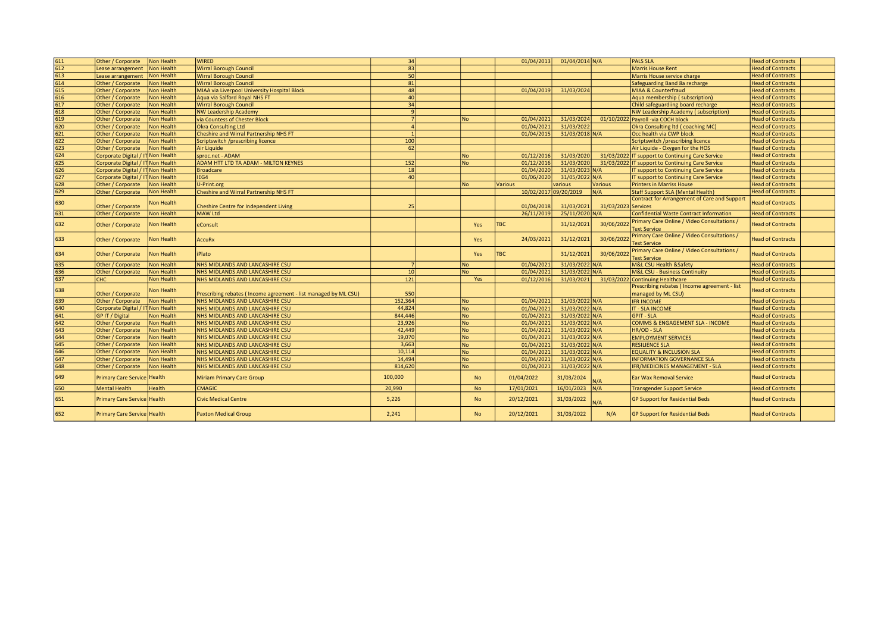| | | | | | | | | | | | | |
|---|---|---|---|---|---|---|---|---|---|---|---|---|
| 611 | Other / Corporate | Non Health | WIRED | 34 | | | 01/04/2013 | 01/04/2014 | N/A | PALS SLA | Head of Contracts | |
| 612 | Lease arrangement | Non Health | Wirral Borough Council | 83 | | | | | | Marris House Rent | Head of Contracts | |
| 613 | Lease arrangement | Non Health | Wirral Borough Council | 50 | | | | | | Marris House service charge | Head of Contracts | |
| 614 | Other / Corporate | Non Health | Wirral Borough Council | 81 | | | | | | Safeguarding Band 8a recharge | Head of Contracts | |
| 615 | Other / Corporate | Non Health | MIAA via Liverpool University Hospital Block | 48 | | | 01/04/2019 | 31/03/2024 | | MIAA & Counterfraud | Head of Contracts | |
| 616 | Other / Corporate | Non Health | Aqua via Salford Royal NHS FT | 40 | | | | | | Aqua membership ( subscription) | Head of Contracts | |
| 617 | Other / Corporate | Non Health | Wirral Borough Council | 34 | | | | | | Child safeguardiing board recharge | Head of Contracts | |
| 618 | Other / Corporate | Non Health | NW Leadership Academy | 9 | | | | | | NW Leadership Academy ( subscription) | Head of Contracts | |
| 619 | Other / Corporate | Non Health | via Countess of Chester Block | 7 | | No | 01/04/2021 | 31/03/2024 | 01/10/2022 | Payroll -via COCH block | Head of Contracts | |
| 620 | Other / Corporate | Non Health | Okra Consulting Ltd | 4 | | | 01/04/2021 | 31/03/2022 | | Okra Consulting ltd ( coaching MC) | Head of Contracts | |
| 621 | Other / Corporate | Non Health | Cheshire and Wirral Partnership NHS FT | 1 | | | 01/04/2015 | 31/03/2018 | N/A | Occ health via CWP block | Head of Contracts | |
| 622 | Other / Corporate | Non Health | Scriptswitch /prescribing licence | 100 | | | | | | Scriptswitch /prescribing licence | Head of Contracts | |
| 623 | Other / Corporate | Non Health | Air Liquide | 62 | | | | | | Air Liquide - Oxygen for the HOS | Head of Contracts | |
| 624 | Corporate Digital / IT | Non Health | sproc.net - ADAM | | | No | 01/12/2016 | 31/03/2020 | 31/03/2022 | IT support to Continuing Care Service | Head of Contracts | |
| 625 | Corporate Digital / IT | Non Health | ADAM HTT LTD TA ADAM - MILTON KEYNES | 152 | | No | 01/12/2016 | 31/03/2020 | 31/03/2022 | IT support to Continuing Care Service | Head of Contracts | |
| 626 | Corporate Digital / IT | Non Health | Broadcare | 18 | | | 01/04/2020 | 31/03/2023 | N/A | IT support to Continuing Care Service | Head of Contracts | |
| 627 | Corporate Digital / IT | Non Health | IEG4 | 40 | | | 01/06/2020 | 31/05/2022 | N/A | IT support to Continuing Care Service | Head of Contracts | |
| 628 | Other / Corporate | Non Health | U-Print.org | | | No | Various | various | Various | Printers in Marriss House | Head of Contracts | |
| 629 | Other / Corporate | Non Health | Cheshire and Wirral Partnership NHS FT | | | | 10/02/2017 | 09/20/2019 | N/A | Staff Support SLA (Mental Health) | Head of Contracts | |
| 630 | Other / Corporate | Non Health | Cheshire Centre for Independent Living | 25 | | | 01/04/2018 | 31/03/2021 | 31/03/2023 | Contract for Arrangement of Care and Support Services | Head of Contracts | |
| 631 | Other / Corporate | Non Health | MAW Ltd | | | | 26/11/2019 | 25/11/2020 | N/A | Confidential Waste Contract Information | Head of Contracts | |
| 632 | Other / Corporate | Non Health | eConsult | | | Yes | TBC | 31/12/2021 | 30/06/2022 | Primary Care Online / Video Consultations / Text Service | Head of Contracts | |
| 633 | Other / Corporate | Non Health | AccuRx | | | Yes | 24/03/2021 | 31/12/2021 | 30/06/2022 | Primary Care Online / Video Consultations / Text Service | Head of Contracts | |
| 634 | Other / Corporate | Non Health | iPlato | | | Yes | TBC | 31/12/2021 | 30/06/2022 | Primary Care Online / Video Consultations / Text Service | Head of Contracts | |
| 635 | Other / Corporate | Non Health | NHS MIDLANDS AND LANCASHIRE CSU | 7 | | No | 01/04/2021 | 31/03/2022 | N/A | M&L CSU Health &Safety | Head of Contracts | |
| 636 | Other / Corporate | Non Health | NHS MIDLANDS AND LANCASHIRE CSU | 10 | | No | 01/04/2021 | 31/03/2022 | N/A | M&L CSU - Business Continuity | Head of Contracts | |
| 637 | CHC | Non Health | NHS MIDLANDS AND LANCASHIRE CSU | 121 | | Yes | 01/12/2016 | 31/03/2021 | 31/03/2022 | Continuing Healthcare | Head of Contracts | |
| 638 | Other / Corporate | Non Health | Prescribing rebates ( Income agreement - list managed by ML CSU) | 550 | | | | | | Prescribing rebates ( Income agreement - list managed by ML CSU) | Head of Contracts | |
| 639 | Other / Corporate | Non Health | NHS MIDLANDS AND LANCASHIRE CSU | 152,364 | | No | 01/04/2021 | 31/03/2022 | N/A | IFR INCOME | Head of Contracts | |
| 640 | Corporate Digital / IT | Non Health | NHS MIDLANDS AND LANCASHIRE CSU | 44,824 | | No | 01/04/2021 | 31/03/2022 | N/A | IT - SLA INCOME | Head of Contracts | |
| 641 | GP IT / Digital | Non Health | NHS MIDLANDS AND LANCASHIRE CSU | 844,446 | | No | 01/04/2021 | 31/03/2022 | N/A | GPIT - SLA | Head of Contracts | |
| 642 | Other / Corporate | Non Health | NHS MIDLANDS AND LANCASHIRE CSU | 23,926 | | No | 01/04/2021 | 31/03/2022 | N/A | COMMS & ENGAGEMENT SLA - INCOME | Head of Contracts | |
| 643 | Other / Corporate | Non Health | NHS MIDLANDS AND LANCASHIRE CSU | 42,449 | | No | 01/04/2021 | 31/03/2022 | N/A | HR/OD - SLA | Head of Contracts | |
| 644 | Other / Corporate | Non Health | NHS MIDLANDS AND LANCASHIRE CSU | 19,070 | | No | 01/04/2021 | 31/03/2022 | N/A | EMPLOYMENT SERVICES | Head of Contracts | |
| 645 | Other / Corporate | Non Health | NHS MIDLANDS AND LANCASHIRE CSU | 3,663 | | No | 01/04/2021 | 31/03/2022 | N/A | RESILIENCE SLA | Head of Contracts | |
| 646 | Other / Corporate | Non Health | NHS MIDLANDS AND LANCASHIRE CSU | 10,114 | | No | 01/04/2021 | 31/03/2022 | N/A | EQUALITY & INCLUSION SLA | Head of Contracts | |
| 647 | Other / Corporate | Non Health | NHS MIDLANDS AND LANCASHIRE CSU | 14,494 | | No | 01/04/2021 | 31/03/2022 | N/A | INFORMATION GOVERNANCE SLA | Head of Contracts | |
| 648 | Other / Corporate | Non Health | NHS MIDLANDS AND LANCASHIRE CSU | 814,620 | | No | 01/04/2021 | 31/03/2022 | N/A | IFR/MEDICINES MANAGEMENT - SLA | Head of Contracts | |
| 649 | Primary Care Service | Health | Miriam Primary Care Group | 100,000 | | No | 01/04/2022 | 31/03/2024 | N/A | Ear Wax Removal Service | Head of Contracts | |
| 650 | Mental Health | Health | CMAGIC | 20,990 | | No | 17/01/2021 | 16/01/2023 | N/A | Transgender Support Service | Head of Contracts | |
| 651 | Primary Care Service | Health | Civic Medical Centre | 5,226 | | No | 20/12/2021 | 31/03/2022 | N/A | GP Support for Residential Beds | Head of Contracts | |
| 652 | Primary Care Service | Health | Paxton Medical Group | 2,241 | | No | 20/12/2021 | 31/03/2022 | N/A | GP Support for Residential Beds | Head of Contracts | |